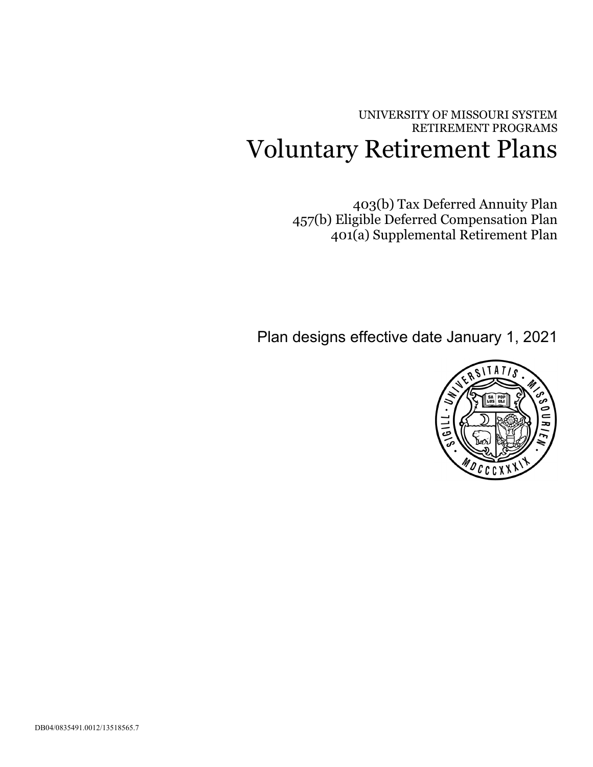UNIVERSITY OF MISSOURI SYSTEM
RETIREMENT PROGRAMS

# Voluntary Retirement Plans

403(b) Tax Deferred Annuity Plan
457(b) Eligible Deferred Compensation Plan
401(a) Supplemental Retirement Plan

Plan designs effective date January 1, 2021

DB04/0835491.0012/13518565.7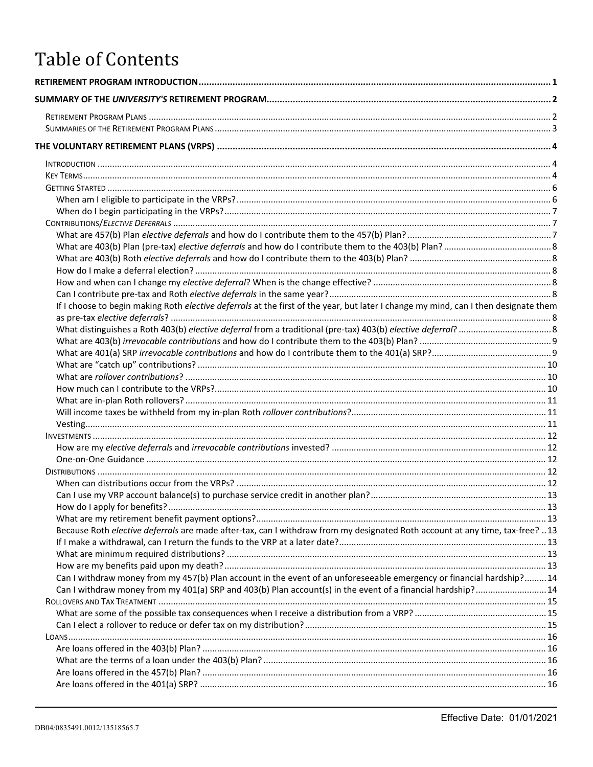# Table of Contents

**RETIREMENT PROGRAM INTRODUCTION** .......... 1

**SUMMARY OF THE *UNIVERSITY'S* RETIREMENT PROGRAM** .......... 2

- Retirement Program Plans .......... 2
- Summaries of the Retirement Program Plans .......... 3

**THE VOLUNTARY RETIREMENT PLANS (VRPS)** .......... 4

- Introduction .......... 4
- Key Terms .......... 4
- Getting Started .......... 6
  - When am I eligible to participate in the VRPs? .......... 6
  - When do I begin participating in the VRPs? .......... 7
- Contributions/*Elective Deferrals* .......... 7
  - What are 457(b) Plan *elective deferrals* and how do I contribute them to the 457(b) Plan? .......... 7
  - What are 403(b) Plan (pre-tax) *elective deferrals* and how do I contribute them to the 403(b) Plan? .......... 8
  - What are 403(b) Roth *elective deferrals* and how do I contribute them to the 403(b) Plan? .......... 8
  - How do I make a deferral election? .......... 8
  - How and when can I change my *elective deferral*? When is the change effective? .......... 8
  - Can I contribute pre-tax and Roth *elective deferrals* in the same year? .......... 8
  - If I choose to begin making Roth *elective deferrals* at the first of the year, but later I change my mind, can I then designate them as pre-tax *elective deferrals*? .......... 8
  - What distinguishes a Roth 403(b) *elective deferral* from a traditional (pre-tax) 403(b) *elective deferral*? .......... 8
  - What are 403(b) *irrevocable contributions* and how do I contribute them to the 403(b) Plan? .......... 9
  - What are 401(a) SRP *irrevocable contributions* and how do I contribute them to the 401(a) SRP? .......... 9
  - What are "catch up" contributions? .......... 10
  - What are *rollover contributions*? .......... 10
  - How much can I contribute to the VRPs? .......... 10
  - What are in-plan Roth rollovers? .......... 11
  - Will income taxes be withheld from my in-plan Roth *rollover contributions*? .......... 11
  - Vesting .......... 11
- Investments .......... 12
  - How are my *elective deferrals* and *irrevocable contributions* invested? .......... 12
  - One-on-One Guidance .......... 12
- Distributions .......... 12
  - When can distributions occur from the VRPs? .......... 12
  - Can I use my VRP account balance(s) to purchase service credit in another plan? .......... 13
  - How do I apply for benefits? .......... 13
  - What are my retirement benefit payment options? .......... 13
  - Because Roth *elective deferrals* are made after-tax, can I withdraw from my designated Roth account at any time, tax-free? .......... 13
  - If I make a withdrawal, can I return the funds to the VRP at a later date? .......... 13
  - What are minimum required distributions? .......... 13
  - How are my benefits paid upon my death? .......... 13
  - Can I withdraw money from my 457(b) Plan account in the event of an unforeseeable emergency or financial hardship? .......... 14
  - Can I withdraw money from my 401(a) SRP and 403(b) Plan account(s) in the event of a financial hardship? .......... 14
- Rollovers and Tax Treatment .......... 15
  - What are some of the possible tax consequences when I receive a distribution from a VRP? .......... 15
  - Can I elect a rollover to reduce or defer tax on my distribution? .......... 15
- Loans .......... 16
  - Are loans offered in the 403(b) Plan? .......... 16
  - What are the terms of a loan under the 403(b) Plan? .......... 16
  - Are loans offered in the 457(b) Plan? .......... 16
  - Are loans offered in the 401(a) SRP? .......... 16

Effective Date: 01/01/2021

DB04/0835491.0012/13518565.7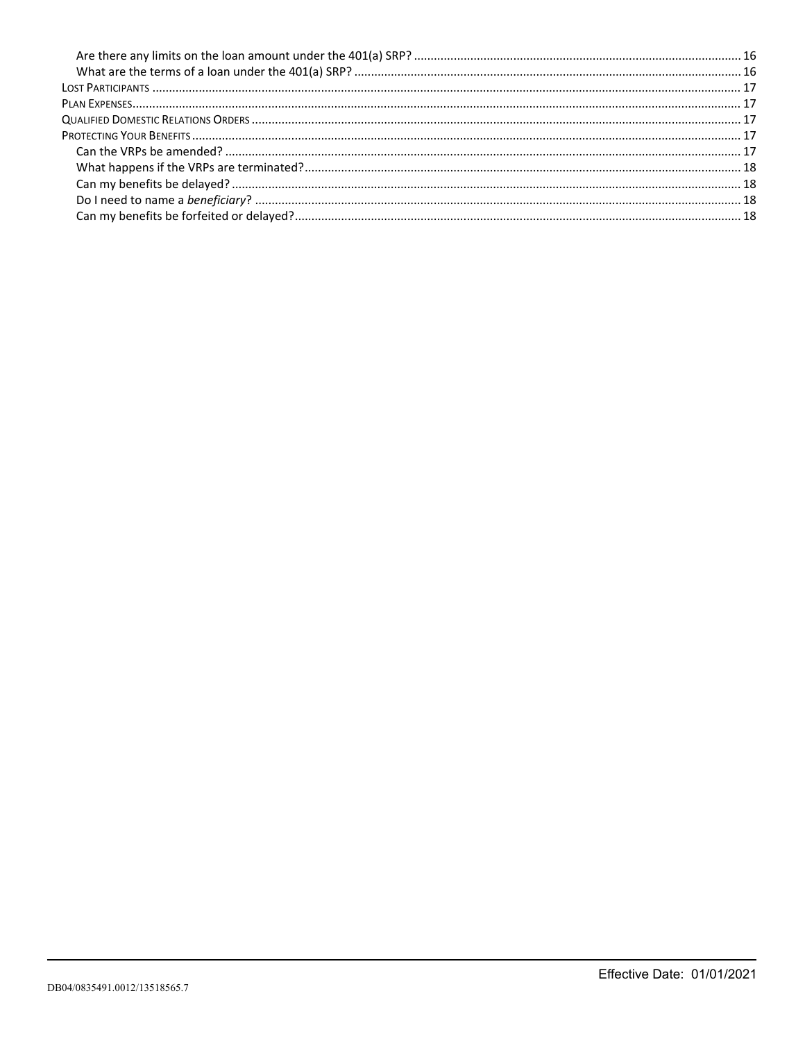Are there any limits on the loan amount under the 401(a) SRP? ... 16
What are the terms of a loan under the 401(a) SRP? ... 16
Lost Participants ... 17
Plan Expenses ... 17
Qualified Domestic Relations Orders ... 17
Protecting Your Benefits ... 17
Can the VRPs be amended? ... 17
What happens if the VRPs are terminated? ... 18
Can my benefits be delayed? ... 18
Do I need to name a *beneficiary*? ... 18
Can my benefits be forfeited or delayed? ... 18

Effective Date: 01/01/2021

DB04/0835491.0012/13518565.7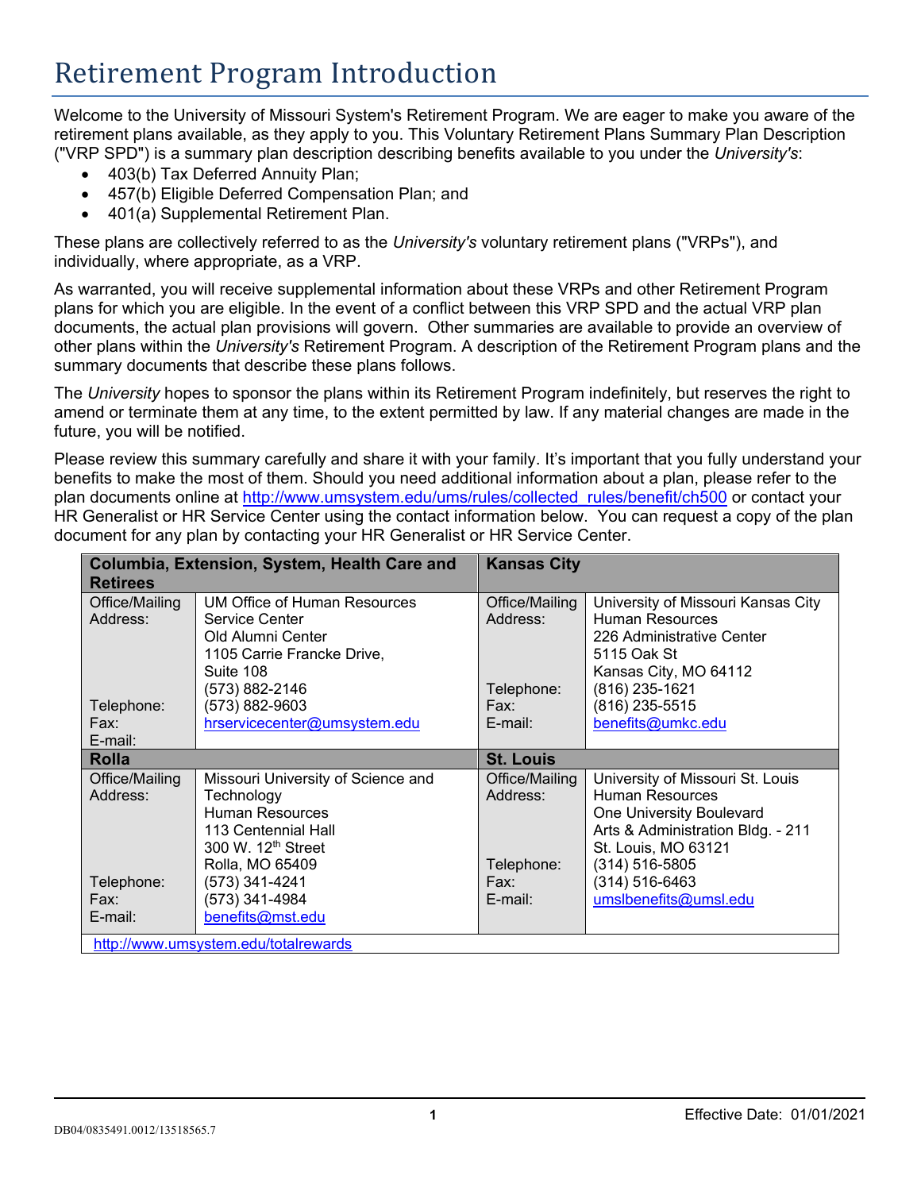# Retirement Program Introduction

Welcome to the University of Missouri System's Retirement Program. We are eager to make you aware of the retirement plans available, as they apply to you. This Voluntary Retirement Plans Summary Plan Description ("VRP SPD") is a summary plan description describing benefits available to you under the *University's*:

- 403(b) Tax Deferred Annuity Plan;
- 457(b) Eligible Deferred Compensation Plan; and
- 401(a) Supplemental Retirement Plan.

These plans are collectively referred to as the *University's* voluntary retirement plans ("VRPs"), and individually, where appropriate, as a VRP.

As warranted, you will receive supplemental information about these VRPs and other Retirement Program plans for which you are eligible. In the event of a conflict between this VRP SPD and the actual VRP plan documents, the actual plan provisions will govern. Other summaries are available to provide an overview of other plans within the *University's* Retirement Program. A description of the Retirement Program plans and the summary documents that describe these plans follows.

The *University* hopes to sponsor the plans within its Retirement Program indefinitely, but reserves the right to amend or terminate them at any time, to the extent permitted by law. If any material changes are made in the future, you will be notified.

Please review this summary carefully and share it with your family. It's important that you fully understand your benefits to make the most of them. Should you need additional information about a plan, please refer to the plan documents online at http://www.umsystem.edu/ums/rules/collected_rules/benefit/ch500 or contact your HR Generalist or HR Service Center using the contact information below. You can request a copy of the plan document for any plan by contacting your HR Generalist or HR Service Center.

| **Columbia, Extension, System, Health Care and Retirees** | | **Kansas City** | |
|---|---|---|---|
| Office/Mailing Address: | UM Office of Human Resources<br>Service Center<br>Old Alumni Center<br>1105 Carrie Francke Drive,<br>Suite 108 | Office/Mailing Address: | University of Missouri Kansas City<br>Human Resources<br>226 Administrative Center<br>5115 Oak St<br>Kansas City, MO 64112 |
| Telephone: | (573) 882-2146 | Telephone: | (816) 235-1621 |
| Fax: | (573) 882-9603 | Fax: | (816) 235-5515 |
| E-mail: | hrservicecenter@umsystem.edu | E-mail: | benefits@umkc.edu |
| **Rolla** | | **St. Louis** | |
| Office/Mailing Address: | Missouri University of Science and Technology<br>Human Resources<br>113 Centennial Hall<br>300 W. 12th Street<br>Rolla, MO 65409 | Office/Mailing Address: | University of Missouri St. Louis<br>Human Resources<br>One University Boulevard<br>Arts & Administration Bldg. - 211<br>St. Louis, MO 63121 |
| Telephone: | (573) 341-4241 | Telephone: | (314) 516-5805 |
| Fax: | (573) 341-4984 | Fax: | (314) 516-6463 |
| E-mail: | benefits@mst.edu | E-mail: | umslbenefits@umsl.edu |
| http://www.umsystem.edu/totalrewards | | | |

Effective Date: 01/01/2021

DB04/0835491.0012/13518565.7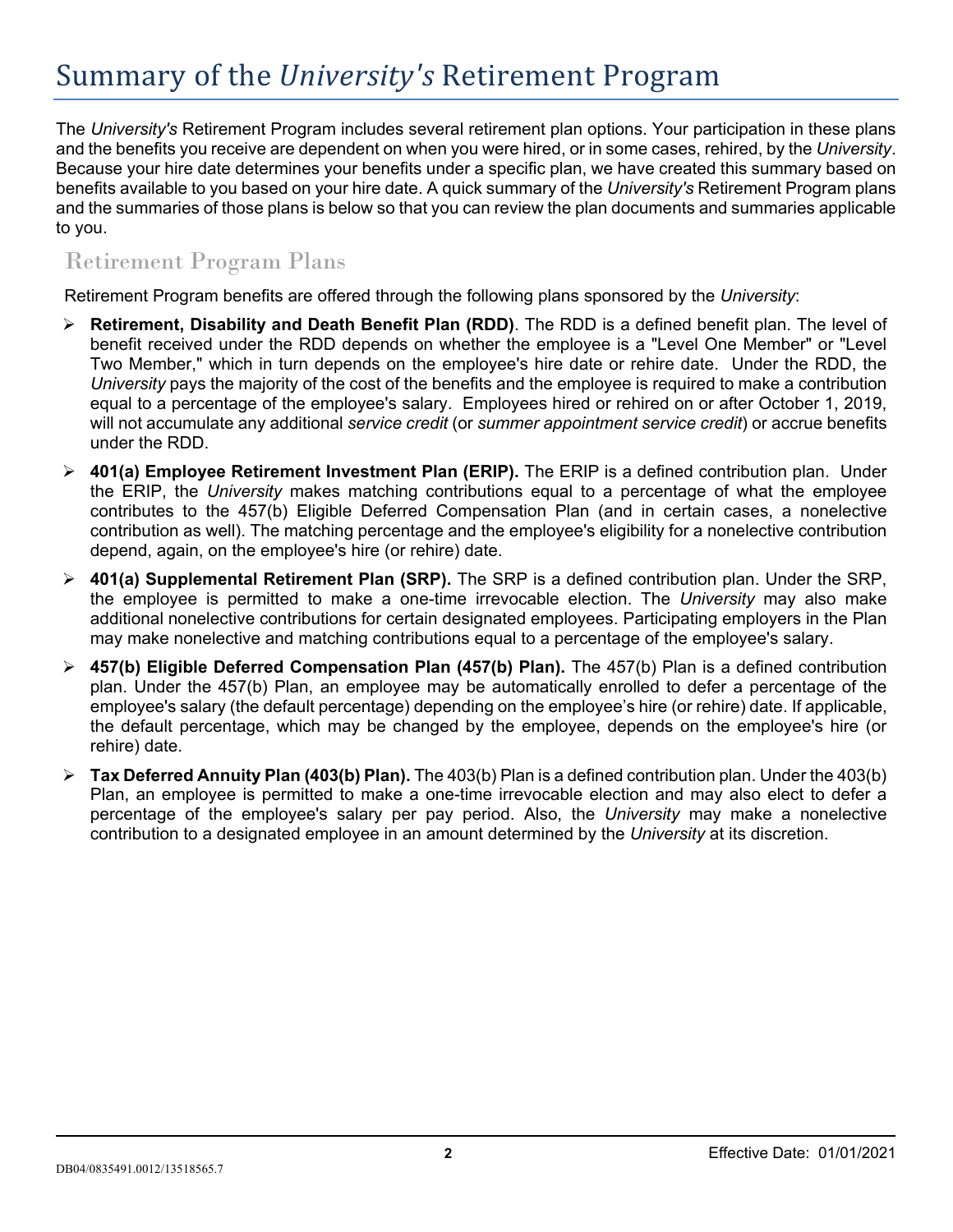# Summary of the *University's* Retirement Program

The *University's* Retirement Program includes several retirement plan options. Your participation in these plans and the benefits you receive are dependent on when you were hired, or in some cases, rehired, by the *University*. Because your hire date determines your benefits under a specific plan, we have created this summary based on benefits available to you based on your hire date. A quick summary of the *University's* Retirement Program plans and the summaries of those plans is below so that you can review the plan documents and summaries applicable to you.

## Retirement Program Plans

Retirement Program benefits are offered through the following plans sponsored by the *University*:

- **Retirement, Disability and Death Benefit Plan (RDD)**. The RDD is a defined benefit plan. The level of benefit received under the RDD depends on whether the employee is a "Level One Member" or "Level Two Member," which in turn depends on the employee's hire date or rehire date. Under the RDD, the *University* pays the majority of the cost of the benefits and the employee is required to make a contribution equal to a percentage of the employee's salary. Employees hired or rehired on or after October 1, 2019, will not accumulate any additional *service credit* (or *summer appointment service credit*) or accrue benefits under the RDD.
- **401(a) Employee Retirement Investment Plan (ERIP).** The ERIP is a defined contribution plan. Under the ERIP, the *University* makes matching contributions equal to a percentage of what the employee contributes to the 457(b) Eligible Deferred Compensation Plan (and in certain cases, a nonelective contribution as well). The matching percentage and the employee's eligibility for a nonelective contribution depend, again, on the employee's hire (or rehire) date.
- **401(a) Supplemental Retirement Plan (SRP).** The SRP is a defined contribution plan. Under the SRP, the employee is permitted to make a one-time irrevocable election. The *University* may also make additional nonelective contributions for certain designated employees. Participating employers in the Plan may make nonelective and matching contributions equal to a percentage of the employee's salary.
- **457(b) Eligible Deferred Compensation Plan (457(b) Plan).** The 457(b) Plan is a defined contribution plan. Under the 457(b) Plan, an employee may be automatically enrolled to defer a percentage of the employee's salary (the default percentage) depending on the employee's hire (or rehire) date. If applicable, the default percentage, which may be changed by the employee, depends on the employee's hire (or rehire) date.
- **Tax Deferred Annuity Plan (403(b) Plan).** The 403(b) Plan is a defined contribution plan. Under the 403(b) Plan, an employee is permitted to make a one-time irrevocable election and may also elect to defer a percentage of the employee's salary per pay period. Also, the *University* may make a nonelective contribution to a designated employee in an amount determined by the *University* at its discretion.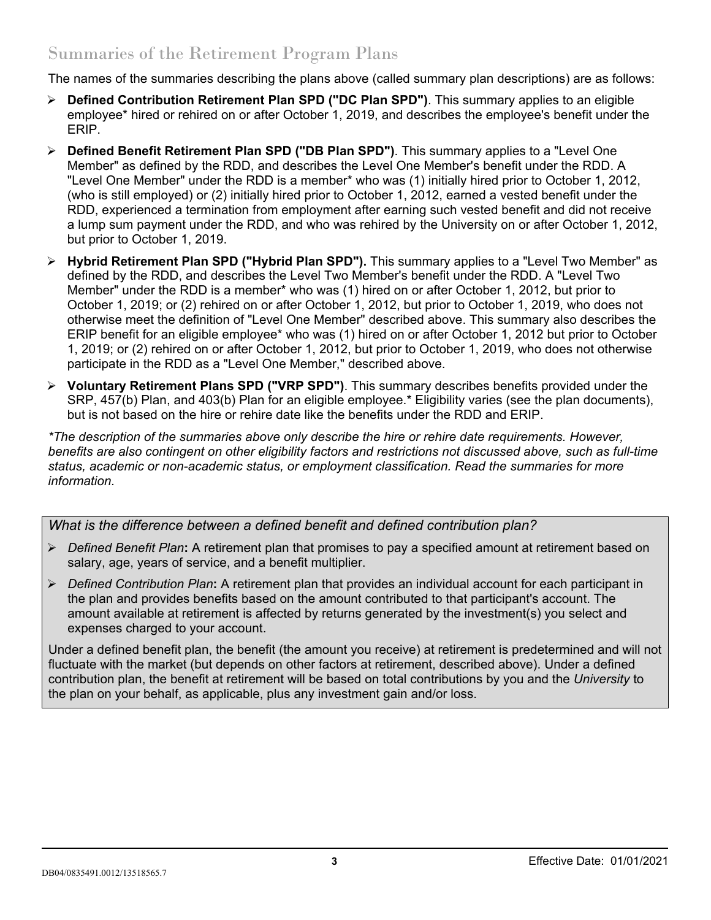## Summaries of the Retirement Program Plans

The names of the summaries describing the plans above (called summary plan descriptions) are as follows:

- **Defined Contribution Retirement Plan SPD ("DC Plan SPD")**. This summary applies to an eligible employee* hired or rehired on or after October 1, 2019, and describes the employee's benefit under the ERIP.
- **Defined Benefit Retirement Plan SPD ("DB Plan SPD")**. This summary applies to a "Level One Member" as defined by the RDD, and describes the Level One Member's benefit under the RDD. A "Level One Member" under the RDD is a member* who was (1) initially hired prior to October 1, 2012, (who is still employed) or (2) initially hired prior to October 1, 2012, earned a vested benefit under the RDD, experienced a termination from employment after earning such vested benefit and did not receive a lump sum payment under the RDD, and who was rehired by the University on or after October 1, 2012, but prior to October 1, 2019.
- **Hybrid Retirement Plan SPD ("Hybrid Plan SPD").** This summary applies to a "Level Two Member" as defined by the RDD, and describes the Level Two Member's benefit under the RDD. A "Level Two Member" under the RDD is a member* who was (1) hired on or after October 1, 2012, but prior to October 1, 2019; or (2) rehired on or after October 1, 2012, but prior to October 1, 2019, who does not otherwise meet the definition of "Level One Member" described above. This summary also describes the ERIP benefit for an eligible employee* who was (1) hired on or after October 1, 2012 but prior to October 1, 2019; or (2) rehired on or after October 1, 2012, but prior to October 1, 2019, who does not otherwise participate in the RDD as a "Level One Member," described above.
- **Voluntary Retirement Plans SPD ("VRP SPD")**. This summary describes benefits provided under the SRP, 457(b) Plan, and 403(b) Plan for an eligible employee.* Eligibility varies (see the plan documents), but is not based on the hire or rehire date like the benefits under the RDD and ERIP.

*\*The description of the summaries above only describe the hire or rehire date requirements. However, benefits are also contingent on other eligibility factors and restrictions not discussed above, such as full-time status, academic or non-academic status, or employment classification. Read the summaries for more information.*

*What is the difference between a defined benefit and defined contribution plan?*

- *Defined Benefit Plan***:** A retirement plan that promises to pay a specified amount at retirement based on salary, age, years of service, and a benefit multiplier.
- *Defined Contribution Plan***:** A retirement plan that provides an individual account for each participant in the plan and provides benefits based on the amount contributed to that participant's account. The amount available at retirement is affected by returns generated by the investment(s) you select and expenses charged to your account.

Under a defined benefit plan, the benefit (the amount you receive) at retirement is predetermined and will not fluctuate with the market (but depends on other factors at retirement, described above). Under a defined contribution plan, the benefit at retirement will be based on total contributions by you and the *University* to the plan on your behalf, as applicable, plus any investment gain and/or loss.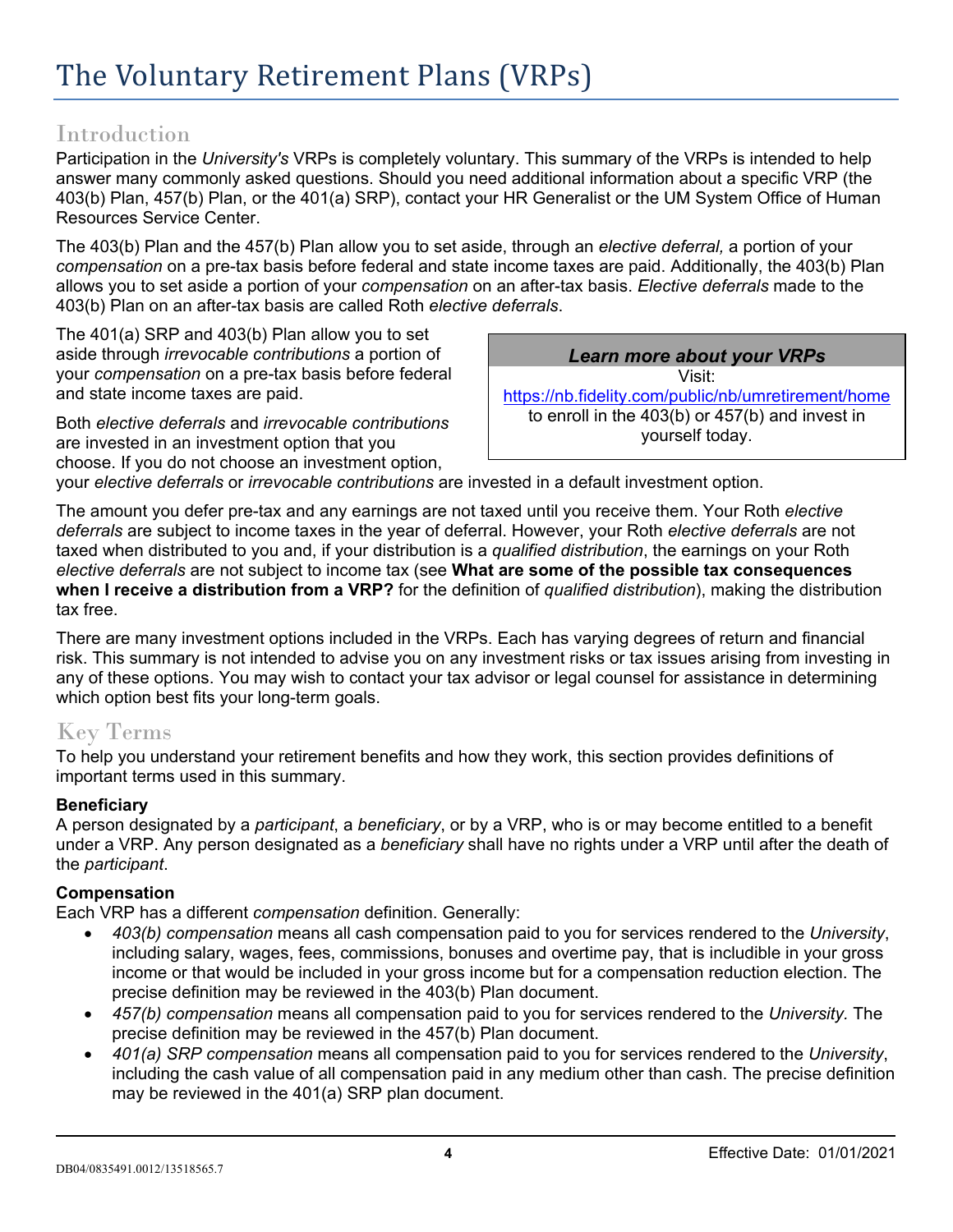# The Voluntary Retirement Plans (VRPs)

## Introduction

Participation in the *University's* VRPs is completely voluntary. This summary of the VRPs is intended to help answer many commonly asked questions. Should you need additional information about a specific VRP (the 403(b) Plan, 457(b) Plan, or the 401(a) SRP), contact your HR Generalist or the UM System Office of Human Resources Service Center.

The 403(b) Plan and the 457(b) Plan allow you to set aside, through an *elective deferral,* a portion of your *compensation* on a pre-tax basis before federal and state income taxes are paid. Additionally, the 403(b) Plan allows you to set aside a portion of your *compensation* on an after-tax basis. *Elective deferrals* made to the 403(b) Plan on an after-tax basis are called Roth *elective deferrals*.

The 401(a) SRP and 403(b) Plan allow you to set aside through *irrevocable contributions* a portion of your *compensation* on a pre-tax basis before federal and state income taxes are paid.

Both *elective deferrals* and *irrevocable contributions* are invested in an investment option that you choose. If you do not choose an investment option, your *elective deferrals* or *irrevocable contributions* are invested in a default investment option.

> ***Learn more about your VRPs***
>
> Visit:
> https://nb.fidelity.com/public/nb/umretirement/home
> to enroll in the 403(b) or 457(b) and invest in yourself today.

The amount you defer pre-tax and any earnings are not taxed until you receive them. Your Roth *elective deferrals* are subject to income taxes in the year of deferral. However, your Roth *elective deferrals* are not taxed when distributed to you and, if your distribution is a *qualified distribution*, the earnings on your Roth *elective deferrals* are not subject to income tax (see **What are some of the possible tax consequences when I receive a distribution from a VRP?** for the definition of *qualified distribution*), making the distribution tax free.

There are many investment options included in the VRPs. Each has varying degrees of return and financial risk. This summary is not intended to advise you on any investment risks or tax issues arising from investing in any of these options. You may wish to contact your tax advisor or legal counsel for assistance in determining which option best fits your long-term goals.

## Key Terms

To help you understand your retirement benefits and how they work, this section provides definitions of important terms used in this summary.

### Beneficiary

A person designated by a *participant*, a *beneficiary*, or by a VRP, who is or may become entitled to a benefit under a VRP. Any person designated as a *beneficiary* shall have no rights under a VRP until after the death of the *participant*.

### Compensation

Each VRP has a different *compensation* definition. Generally:

- *403(b) compensation* means all cash compensation paid to you for services rendered to the *University*, including salary, wages, fees, commissions, bonuses and overtime pay, that is includible in your gross income or that would be included in your gross income but for a compensation reduction election. The precise definition may be reviewed in the 403(b) Plan document.
- *457(b) compensation* means all compensation paid to you for services rendered to the *University.* The precise definition may be reviewed in the 457(b) Plan document.
- *401(a) SRP compensation* means all compensation paid to you for services rendered to the *University*, including the cash value of all compensation paid in any medium other than cash. The precise definition may be reviewed in the 401(a) SRP plan document.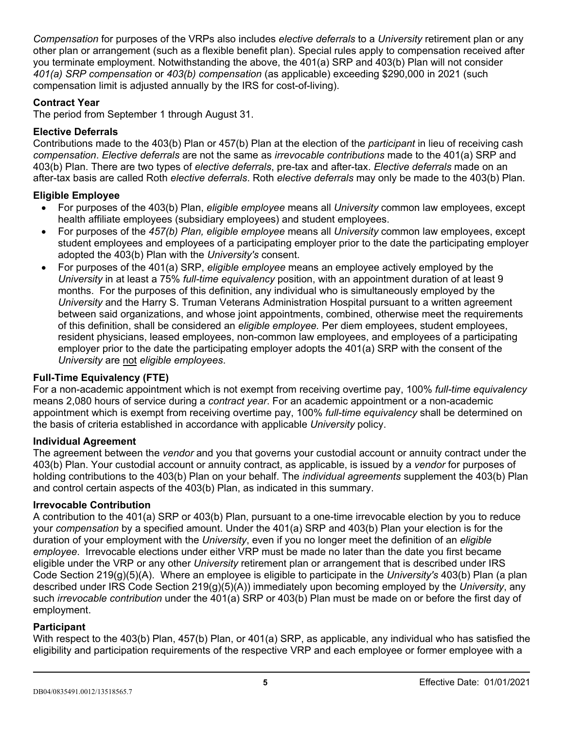*Compensation* for purposes of the VRPs also includes *elective deferrals* to a *University* retirement plan or any other plan or arrangement (such as a flexible benefit plan). Special rules apply to compensation received after you terminate employment. Notwithstanding the above, the 401(a) SRP and 403(b) Plan will not consider *401(a) SRP compensation* or *403(b) compensation* (as applicable) exceeding $290,000 in 2021 (such compensation limit is adjusted annually by the IRS for cost-of-living).

**Contract Year**

The period from September 1 through August 31.

**Elective Deferrals**

Contributions made to the 403(b) Plan or 457(b) Plan at the election of the *participant* in lieu of receiving cash *compensation*. *Elective deferrals* are not the same as *irrevocable contributions* made to the 401(a) SRP and 403(b) Plan. There are two types of *elective deferrals*, pre-tax and after-tax. *Elective deferrals* made on an after-tax basis are called Roth *elective deferrals*. Roth *elective deferrals* may only be made to the 403(b) Plan.

**Eligible Employee**

- For purposes of the 403(b) Plan, *eligible employee* means all *University* common law employees, except health affiliate employees (subsidiary employees) and student employees.
- For purposes of the *457(b) Plan, eligible employee* means all *University* common law employees, except student employees and employees of a participating employer prior to the date the participating employer adopted the 403(b) Plan with the *University's* consent.
- For purposes of the 401(a) SRP, *eligible employee* means an employee actively employed by the *University* in at least a 75% *full-time equivalency* position, with an appointment duration of at least 9 months. For the purposes of this definition, any individual who is simultaneously employed by the *University* and the Harry S. Truman Veterans Administration Hospital pursuant to a written agreement between said organizations, and whose joint appointments, combined, otherwise meet the requirements of this definition, shall be considered an *eligible employee.* Per diem employees, student employees, resident physicians, leased employees, non-common law employees, and employees of a participating employer prior to the date the participating employer adopts the 401(a) SRP with the consent of the *University* are not *eligible employees*.

**Full-Time Equivalency (FTE)**

For a non-academic appointment which is not exempt from receiving overtime pay, 100% *full-time equivalency* means 2,080 hours of service during a *contract year*. For an academic appointment or a non-academic appointment which is exempt from receiving overtime pay, 100% *full-time equivalency* shall be determined on the basis of criteria established in accordance with applicable *University* policy.

**Individual Agreement**

The agreement between the *vendor* and you that governs your custodial account or annuity contract under the 403(b) Plan. Your custodial account or annuity contract, as applicable, is issued by a *vendor* for purposes of holding contributions to the 403(b) Plan on your behalf. The *individual agreements* supplement the 403(b) Plan and control certain aspects of the 403(b) Plan, as indicated in this summary.

**Irrevocable Contribution**

A contribution to the 401(a) SRP or 403(b) Plan, pursuant to a one-time irrevocable election by you to reduce your *compensation* by a specified amount. Under the 401(a) SRP and 403(b) Plan your election is for the duration of your employment with the *University*, even if you no longer meet the definition of an *eligible employee*. Irrevocable elections under either VRP must be made no later than the date you first became eligible under the VRP or any other *University* retirement plan or arrangement that is described under IRS Code Section 219(g)(5)(A). Where an employee is eligible to participate in the *University's* 403(b) Plan (a plan described under IRS Code Section 219(g)(5)(A)) immediately upon becoming employed by the *University*, any such *irrevocable contribution* under the 401(a) SRP or 403(b) Plan must be made on or before the first day of employment.

**Participant**

With respect to the 403(b) Plan, 457(b) Plan, or 401(a) SRP, as applicable, any individual who has satisfied the eligibility and participation requirements of the respective VRP and each employee or former employee with a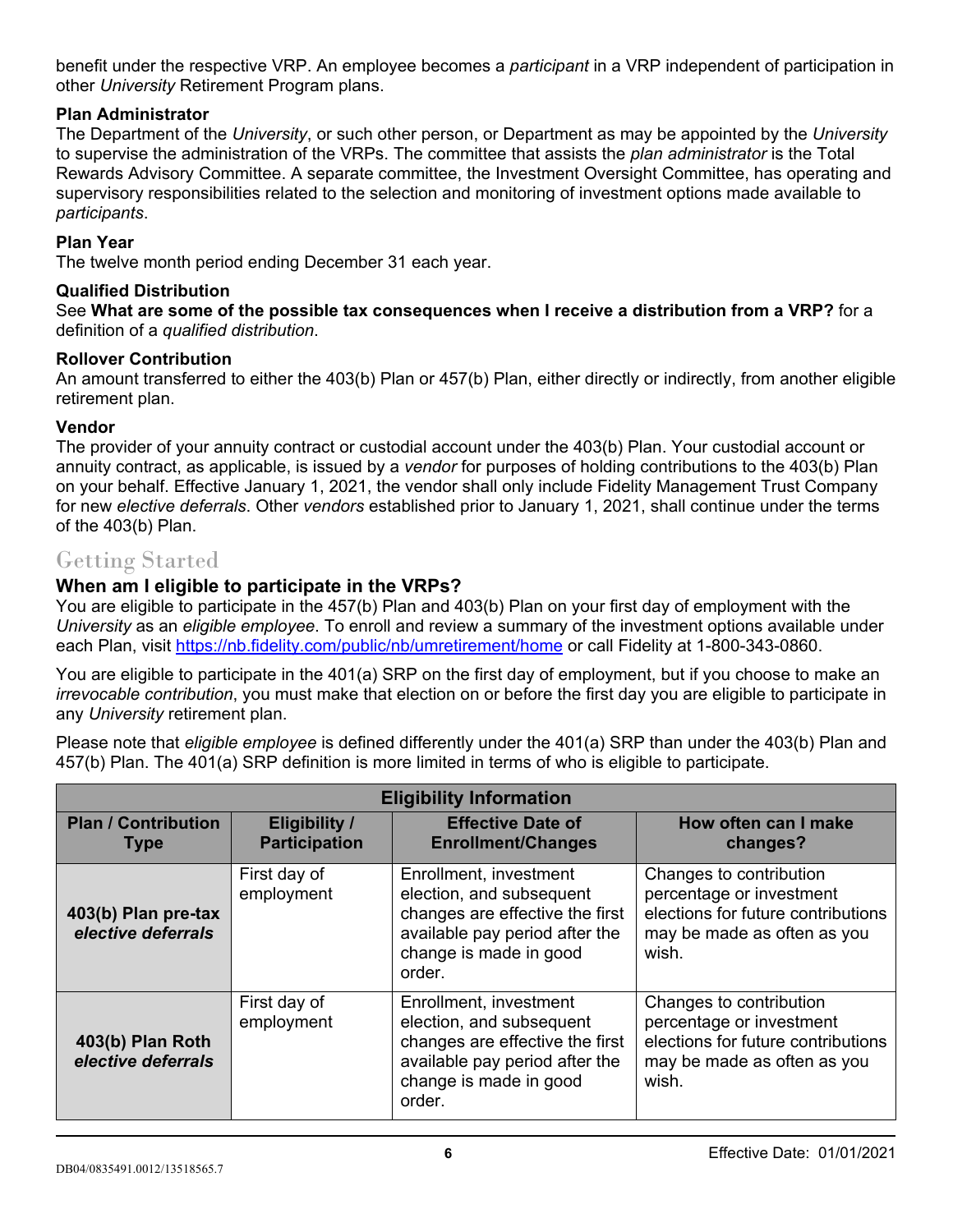benefit under the respective VRP. An employee becomes a *participant* in a VRP independent of participation in other *University* Retirement Program plans.

**Plan Administrator**
The Department of the *University*, or such other person, or Department as may be appointed by the *University* to supervise the administration of the VRPs. The committee that assists the *plan administrator* is the Total Rewards Advisory Committee. A separate committee, the Investment Oversight Committee, has operating and supervisory responsibilities related to the selection and monitoring of investment options made available to *participants*.

**Plan Year**
The twelve month period ending December 31 each year.

**Qualified Distribution**
See **What are some of the possible tax consequences when I receive a distribution from a VRP?** for a definition of a *qualified distribution*.

**Rollover Contribution**
An amount transferred to either the 403(b) Plan or 457(b) Plan, either directly or indirectly, from another eligible retirement plan.

**Vendor**
The provider of your annuity contract or custodial account under the 403(b) Plan. Your custodial account or annuity contract, as applicable, is issued by a *vendor* for purposes of holding contributions to the 403(b) Plan on your behalf. Effective January 1, 2021, the vendor shall only include Fidelity Management Trust Company for new *elective deferrals*. Other *vendors* established prior to January 1, 2021, shall continue under the terms of the 403(b) Plan.

## Getting Started

### When am I eligible to participate in the VRPs?

You are eligible to participate in the 457(b) Plan and 403(b) Plan on your first day of employment with the *University* as an *eligible employee*. To enroll and review a summary of the investment options available under each Plan, visit https://nb.fidelity.com/public/nb/umretirement/home or call Fidelity at 1-800-343-0860.

You are eligible to participate in the 401(a) SRP on the first day of employment, but if you choose to make an *irrevocable contribution*, you must make that election on or before the first day you are eligible to participate in any *University* retirement plan.

Please note that *eligible employee* is defined differently under the 401(a) SRP than under the 403(b) Plan and 457(b) Plan. The 401(a) SRP definition is more limited in terms of who is eligible to participate.

| Eligibility Information | | | |
|---|---|---|---|
| **Plan / Contribution Type** | **Eligibility / Participation** | **Effective Date of Enrollment/Changes** | **How often can I make changes?** |
| **403(b) Plan pre-tax *elective deferrals*** | First day of employment | Enrollment, investment election, and subsequent changes are effective the first available pay period after the change is made in good order. | Changes to contribution percentage or investment elections for future contributions may be made as often as you wish. |
| **403(b) Plan Roth *elective deferrals*** | First day of employment | Enrollment, investment election, and subsequent changes are effective the first available pay period after the change is made in good order. | Changes to contribution percentage or investment elections for future contributions may be made as often as you wish. |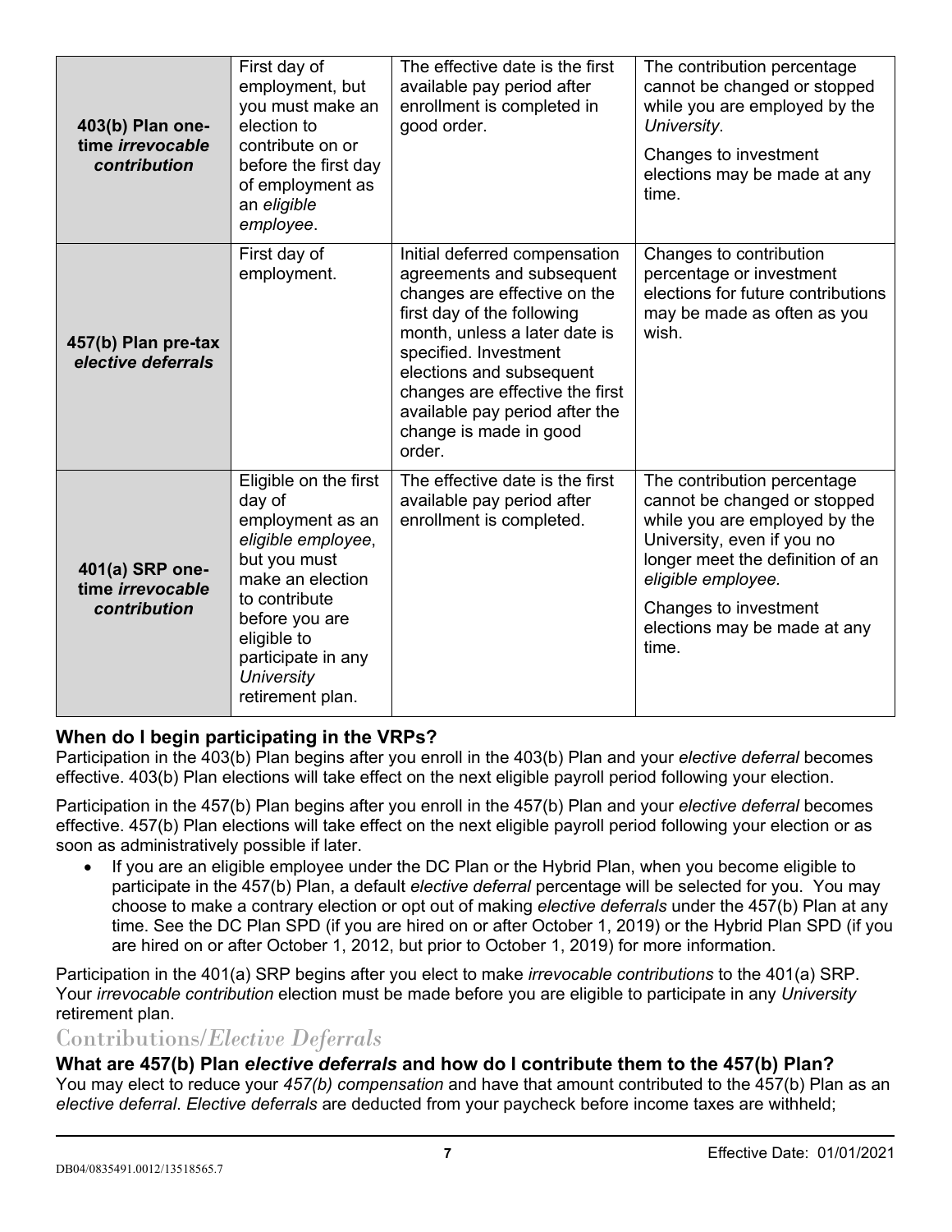| | | | |
|---|---|---|---|
| **403(b) Plan one-time *irrevocable contribution*** | First day of employment, but you must make an election to contribute on or before the first day of employment as an *eligible employee*. | The effective date is the first available pay period after enrollment is completed in good order. | The contribution percentage cannot be changed or stopped while you are employed by the *University*.<br><br>Changes to investment elections may be made at any time. |
| **457(b) Plan pre-tax *elective deferrals*** | First day of employment. | Initial deferred compensation agreements and subsequent changes are effective on the first day of the following month, unless a later date is specified. Investment elections and subsequent changes are effective the first available pay period after the change is made in good order. | Changes to contribution percentage or investment elections for future contributions may be made as often as you wish. |
| **401(a) SRP one-time *irrevocable contribution*** | Eligible on the first day of employment as an *eligible employee*, but you must make an election to contribute before you are eligible to participate in any *University* retirement plan. | The effective date is the first available pay period after enrollment is completed. | The contribution percentage cannot be changed or stopped while you are employed by the University, even if you no longer meet the definition of an *eligible employee.*<br><br>Changes to investment elections may be made at any time. |

### When do I begin participating in the VRPs?

Participation in the 403(b) Plan begins after you enroll in the 403(b) Plan and your *elective deferral* becomes effective. 403(b) Plan elections will take effect on the next eligible payroll period following your election.

Participation in the 457(b) Plan begins after you enroll in the 457(b) Plan and your *elective deferral* becomes effective. 457(b) Plan elections will take effect on the next eligible payroll period following your election or as soon as administratively possible if later.

- If you are an eligible employee under the DC Plan or the Hybrid Plan, when you become eligible to participate in the 457(b) Plan, a default *elective deferral* percentage will be selected for you. You may choose to make a contrary election or opt out of making *elective deferrals* under the 457(b) Plan at any time. See the DC Plan SPD (if you are hired on or after October 1, 2019) or the Hybrid Plan SPD (if you are hired on or after October 1, 2012, but prior to October 1, 2019) for more information.

Participation in the 401(a) SRP begins after you elect to make *irrevocable contributions* to the 401(a) SRP. Your *irrevocable contribution* election must be made before you are eligible to participate in any *University* retirement plan.

## Contributions/*Elective Deferrals*

### What are 457(b) Plan *elective deferrals* and how do I contribute them to the 457(b) Plan?

You may elect to reduce your *457(b) compensation* and have that amount contributed to the 457(b) Plan as an *elective deferral*. *Elective deferrals* are deducted from your paycheck before income taxes are withheld;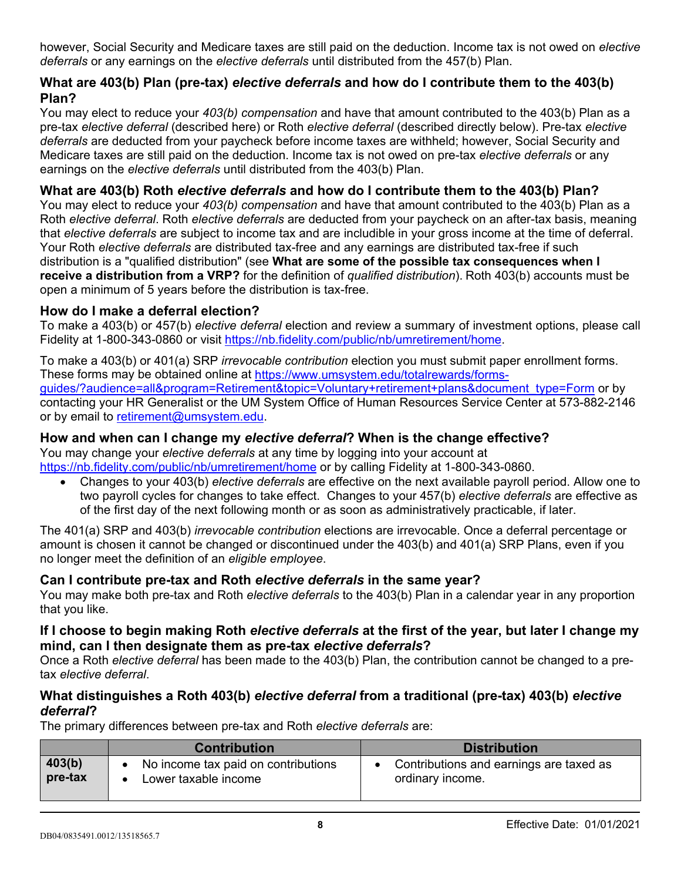however, Social Security and Medicare taxes are still paid on the deduction. Income tax is not owed on *elective deferrals* or any earnings on the *elective deferrals* until distributed from the 457(b) Plan.

### What are 403(b) Plan (pre-tax) *elective deferrals* and how do I contribute them to the 403(b) Plan?

You may elect to reduce your *403(b) compensation* and have that amount contributed to the 403(b) Plan as a pre-tax *elective deferral* (described here) or Roth *elective deferral* (described directly below). Pre-tax *elective deferrals* are deducted from your paycheck before income taxes are withheld; however, Social Security and Medicare taxes are still paid on the deduction. Income tax is not owed on pre-tax *elective deferrals* or any earnings on the *elective deferrals* until distributed from the 403(b) Plan.

### What are 403(b) Roth *elective deferrals* and how do I contribute them to the 403(b) Plan?

You may elect to reduce your *403(b) compensation* and have that amount contributed to the 403(b) Plan as a Roth *elective deferral*. Roth *elective deferrals* are deducted from your paycheck on an after-tax basis, meaning that *elective deferrals* are subject to income tax and are includible in your gross income at the time of deferral. Your Roth *elective deferrals* are distributed tax-free and any earnings are distributed tax-free if such distribution is a "qualified distribution" (see **What are some of the possible tax consequences when I receive a distribution from a VRP?** for the definition of *qualified distribution*). Roth 403(b) accounts must be open a minimum of 5 years before the distribution is tax-free.

### How do I make a deferral election?

To make a 403(b) or 457(b) *elective deferral* election and review a summary of investment options, please call Fidelity at 1-800-343-0860 or visit https://nb.fidelity.com/public/nb/umretirement/home.

To make a 403(b) or 401(a) SRP *irrevocable contribution* election you must submit paper enrollment forms. These forms may be obtained online at https://www.umsystem.edu/totalrewards/forms-guides/?audience=all&program=Retirement&topic=Voluntary+retirement+plans&document_type=Form or by contacting your HR Generalist or the UM System Office of Human Resources Service Center at 573-882-2146 or by email to retirement@umsystem.edu.

### How and when can I change my *elective deferral*? When is the change effective?

You may change your *elective deferrals* at any time by logging into your account at https://nb.fidelity.com/public/nb/umretirement/home or by calling Fidelity at 1-800-343-0860.

- Changes to your 403(b) *elective deferrals* are effective on the next available payroll period. Allow one to two payroll cycles for changes to take effect. Changes to your 457(b) *elective deferrals* are effective as of the first day of the next following month or as soon as administratively practicable, if later.

The 401(a) SRP and 403(b) *irrevocable contribution* elections are irrevocable. Once a deferral percentage or amount is chosen it cannot be changed or discontinued under the 403(b) and 401(a) SRP Plans, even if you no longer meet the definition of an *eligible employee*.

### Can I contribute pre-tax and Roth *elective deferrals* in the same year?

You may make both pre-tax and Roth *elective deferrals* to the 403(b) Plan in a calendar year in any proportion that you like.

### If I choose to begin making Roth *elective deferrals* at the first of the year, but later I change my mind, can I then designate them as pre-tax *elective deferrals*?

Once a Roth *elective deferral* has been made to the 403(b) Plan, the contribution cannot be changed to a pre-tax *elective deferral*.

### What distinguishes a Roth 403(b) *elective deferral* from a traditional (pre-tax) 403(b) *elective deferral*?

The primary differences between pre-tax and Roth *elective deferrals* are:

| | Contribution | Distribution |
|---|---|---|
| **403(b) pre-tax** | • No income tax paid on contributions<br>• Lower taxable income | • Contributions and earnings are taxed as ordinary income. |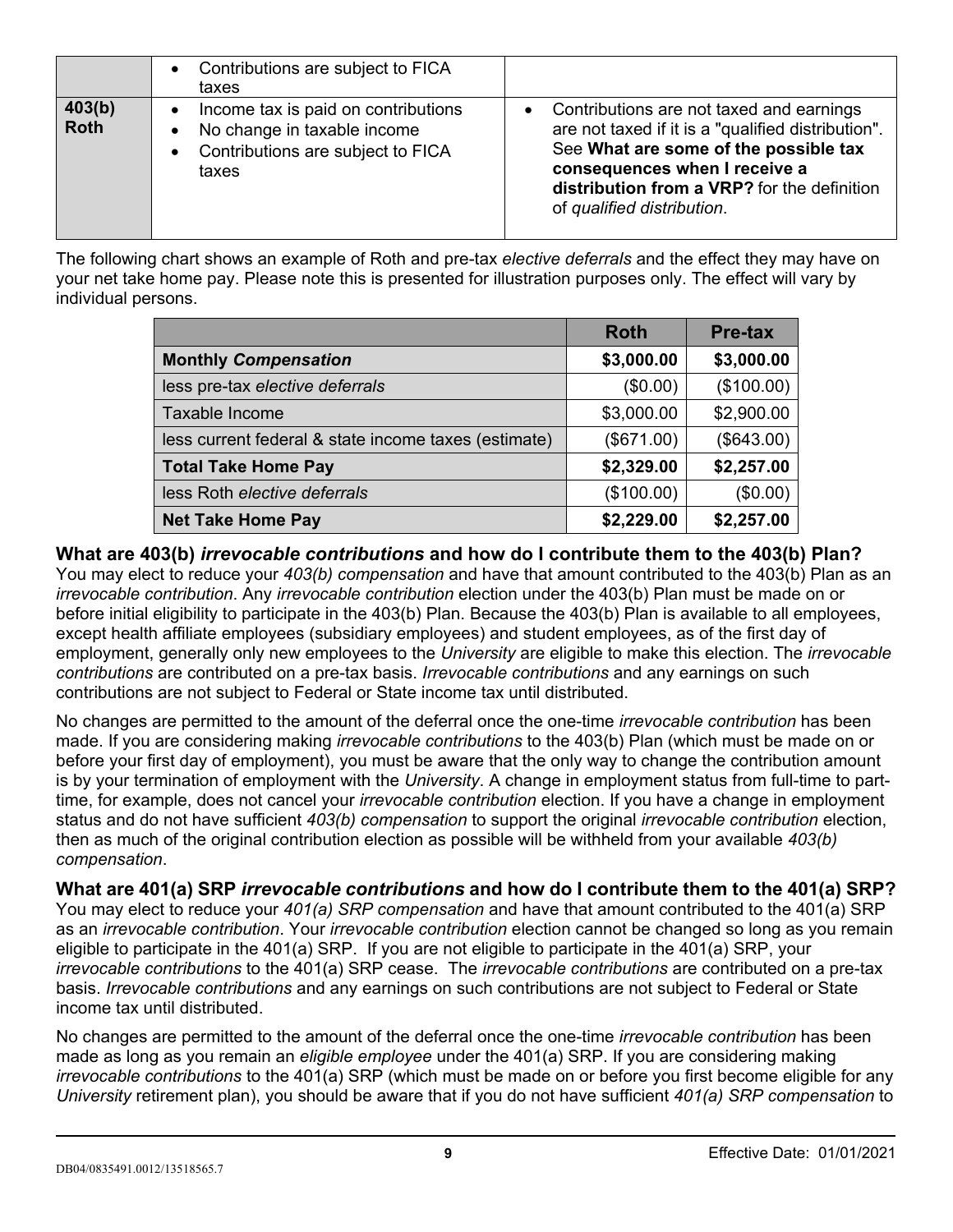| | | |
|---|---|---|
| | • Contributions are subject to FICA taxes | |
| **403(b) Roth** | • Income tax is paid on contributions<br>• No change in taxable income<br>• Contributions are subject to FICA taxes | • Contributions are not taxed and earnings are not taxed if it is a "qualified distribution". See **What are some of the possible tax consequences when I receive a distribution from a VRP?** for the definition of *qualified distribution*. |

The following chart shows an example of Roth and pre-tax *elective deferrals* and the effect they may have on your net take home pay. Please note this is presented for illustration purposes only. The effect will vary by individual persons.

| | **Roth** | **Pre-tax** |
|---|---|---|
| **Monthly *Compensation*** | **$3,000.00** | **$3,000.00** |
| less pre-tax *elective deferrals* | ($0.00) | ($100.00) |
| Taxable Income | $3,000.00 | $2,900.00 |
| less current federal & state income taxes (estimate) | ($671.00) | ($643.00) |
| **Total Take Home Pay** | **$2,329.00** | **$2,257.00** |
| less Roth *elective deferrals* | ($100.00) | ($0.00) |
| **Net Take Home Pay** | **$2,229.00** | **$2,257.00** |

### What are 403(b) *irrevocable contributions* and how do I contribute them to the 403(b) Plan?

You may elect to reduce your *403(b) compensation* and have that amount contributed to the 403(b) Plan as an *irrevocable contribution*. Any *irrevocable contribution* election under the 403(b) Plan must be made on or before initial eligibility to participate in the 403(b) Plan. Because the 403(b) Plan is available to all employees, except health affiliate employees (subsidiary employees) and student employees, as of the first day of employment, generally only new employees to the *University* are eligible to make this election. The *irrevocable contributions* are contributed on a pre-tax basis. *Irrevocable contributions* and any earnings on such contributions are not subject to Federal or State income tax until distributed.

No changes are permitted to the amount of the deferral once the one-time *irrevocable contribution* has been made. If you are considering making *irrevocable contributions* to the 403(b) Plan (which must be made on or before your first day of employment), you must be aware that the only way to change the contribution amount is by your termination of employment with the *University*. A change in employment status from full-time to part-time, for example, does not cancel your *irrevocable contribution* election. If you have a change in employment status and do not have sufficient *403(b) compensation* to support the original *irrevocable contribution* election, then as much of the original contribution election as possible will be withheld from your available *403(b) compensation*.

### What are 401(a) SRP *irrevocable contributions* and how do I contribute them to the 401(a) SRP?

You may elect to reduce your *401(a) SRP compensation* and have that amount contributed to the 401(a) SRP as an *irrevocable contribution*. Your *irrevocable contribution* election cannot be changed so long as you remain eligible to participate in the 401(a) SRP. If you are not eligible to participate in the 401(a) SRP, your *irrevocable contributions* to the 401(a) SRP cease. The *irrevocable contributions* are contributed on a pre-tax basis. *Irrevocable contributions* and any earnings on such contributions are not subject to Federal or State income tax until distributed.

No changes are permitted to the amount of the deferral once the one-time *irrevocable contribution* has been made as long as you remain an *eligible employee* under the 401(a) SRP. If you are considering making *irrevocable contributions* to the 401(a) SRP (which must be made on or before you first become eligible for any *University* retirement plan), you should be aware that if you do not have sufficient *401(a) SRP compensation* to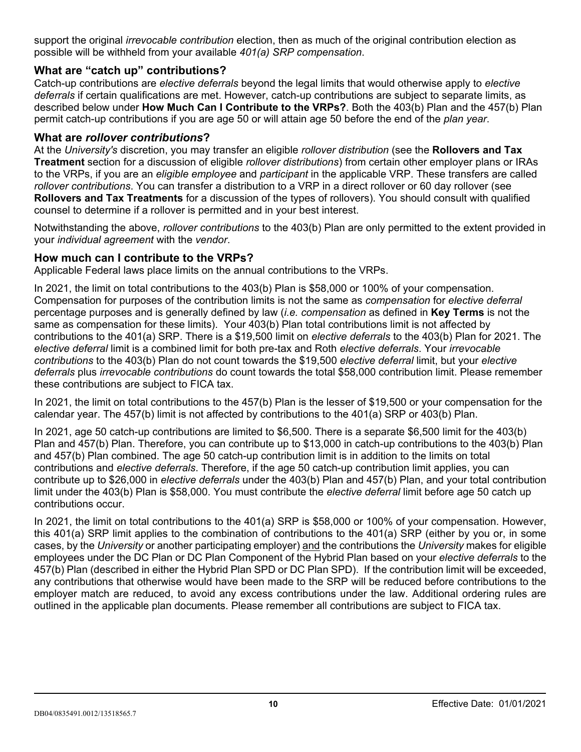support the original *irrevocable contribution* election, then as much of the original contribution election as possible will be withheld from your available *401(a) SRP compensation*.

### What are "catch up" contributions?

Catch-up contributions are *elective deferrals* beyond the legal limits that would otherwise apply to *elective deferrals* if certain qualifications are met. However, catch-up contributions are subject to separate limits, as described below under **How Much Can I Contribute to the VRPs?**. Both the 403(b) Plan and the 457(b) Plan permit catch-up contributions if you are age 50 or will attain age 50 before the end of the *plan year*.

### What are *rollover contributions*?

At the *University's* discretion, you may transfer an eligible *rollover distribution* (see the **Rollovers and Tax Treatment** section for a discussion of eligible *rollover distributions*) from certain other employer plans or IRAs to the VRPs, if you are an *eligible employee* and *participant* in the applicable VRP. These transfers are called *rollover contributions*. You can transfer a distribution to a VRP in a direct rollover or 60 day rollover (see **Rollovers and Tax Treatments** for a discussion of the types of rollovers). You should consult with qualified counsel to determine if a rollover is permitted and in your best interest.

Notwithstanding the above, *rollover contributions* to the 403(b) Plan are only permitted to the extent provided in your *individual agreement* with the *vendor*.

### How much can I contribute to the VRPs?

Applicable Federal laws place limits on the annual contributions to the VRPs.

In 2021, the limit on total contributions to the 403(b) Plan is $58,000 or 100% of your compensation. Compensation for purposes of the contribution limits is not the same as *compensation* for *elective deferral* percentage purposes and is generally defined by law (*i.e. compensation* as defined in **Key Terms** is not the same as compensation for these limits). Your 403(b) Plan total contributions limit is not affected by contributions to the 401(a) SRP. There is a $19,500 limit on *elective deferrals* to the 403(b) Plan for 2021. The *elective deferral* limit is a combined limit for both pre-tax and Roth *elective deferrals*. Your *irrevocable contributions* to the 403(b) Plan do not count towards the $19,500 *elective deferral* limit, but your *elective deferrals* plus *irrevocable contributions* do count towards the total $58,000 contribution limit. Please remember these contributions are subject to FICA tax.

In 2021, the limit on total contributions to the 457(b) Plan is the lesser of $19,500 or your compensation for the calendar year. The 457(b) limit is not affected by contributions to the 401(a) SRP or 403(b) Plan.

In 2021, age 50 catch-up contributions are limited to $6,500. There is a separate $6,500 limit for the 403(b) Plan and 457(b) Plan. Therefore, you can contribute up to $13,000 in catch-up contributions to the 403(b) Plan and 457(b) Plan combined. The age 50 catch-up contribution limit is in addition to the limits on total contributions and *elective deferrals*. Therefore, if the age 50 catch-up contribution limit applies, you can contribute up to $26,000 in *elective deferrals* under the 403(b) Plan and 457(b) Plan, and your total contribution limit under the 403(b) Plan is $58,000. You must contribute the *elective deferral* limit before age 50 catch up contributions occur.

In 2021, the limit on total contributions to the 401(a) SRP is $58,000 or 100% of your compensation. However, this 401(a) SRP limit applies to the combination of contributions to the 401(a) SRP (either by you or, in some cases, by the *University* or another participating employer) and the contributions the *University* makes for eligible employees under the DC Plan or DC Plan Component of the Hybrid Plan based on your *elective deferrals* to the 457(b) Plan (described in either the Hybrid Plan SPD or DC Plan SPD). If the contribution limit will be exceeded, any contributions that otherwise would have been made to the SRP will be reduced before contributions to the employer match are reduced, to avoid any excess contributions under the law. Additional ordering rules are outlined in the applicable plan documents. Please remember all contributions are subject to FICA tax.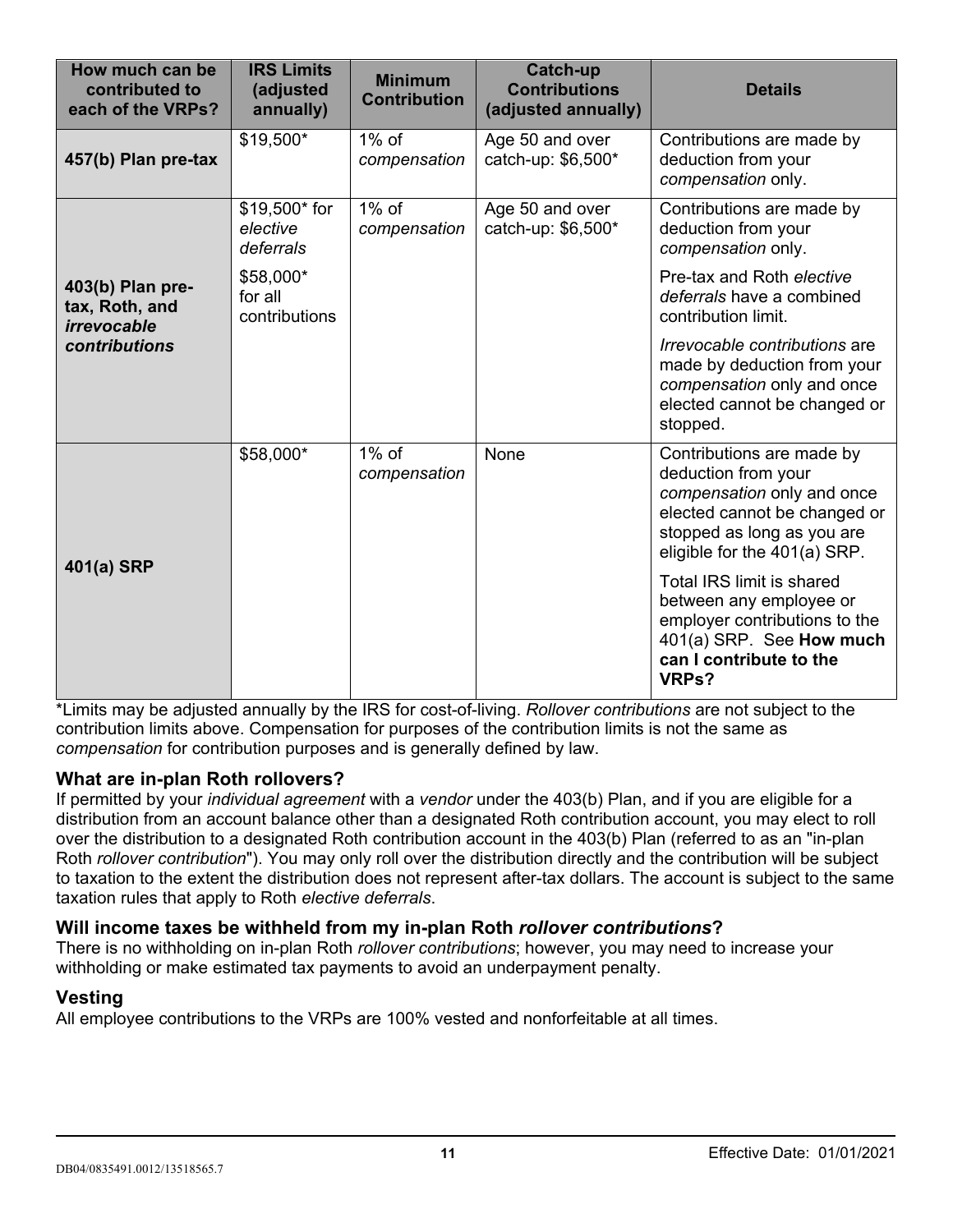| How much can be contributed to each of the VRPs? | IRS Limits (adjusted annually) | Minimum Contribution | Catch-up Contributions (adjusted annually) | Details |
|---|---|---|---|---|
| **457(b) Plan pre-tax** | $19,500* | 1% of *compensation* | Age 50 and over catch-up: $6,500* | Contributions are made by deduction from your *compensation* only. |
| **403(b) Plan pre-tax, Roth, and *irrevocable contributions*** | $19,500* for *elective deferrals*<br><br>$58,000* for all contributions | 1% of *compensation* | Age 50 and over catch-up: $6,500* | Contributions are made by deduction from your *compensation* only.<br><br>Pre-tax and Roth *elective deferrals* have a combined contribution limit.<br><br>*Irrevocable contributions* are made by deduction from your *compensation* only and once elected cannot be changed or stopped. |
| **401(a) SRP** | $58,000* | 1% of *compensation* | None | Contributions are made by deduction from your *compensation* only and once elected cannot be changed or stopped as long as you are eligible for the 401(a) SRP.<br><br>Total IRS limit is shared between any employee or employer contributions to the 401(a) SRP. See **How much can I contribute to the VRPs?** |

*Limits may be adjusted annually by the IRS for cost-of-living. *Rollover contributions* are not subject to the contribution limits above. Compensation for purposes of the contribution limits is not the same as *compensation* for contribution purposes and is generally defined by law.

### What are in-plan Roth rollovers?

If permitted by your *individual agreement* with a *vendor* under the 403(b) Plan, and if you are eligible for a distribution from an account balance other than a designated Roth contribution account, you may elect to roll over the distribution to a designated Roth contribution account in the 403(b) Plan (referred to as an "in-plan Roth *rollover contribution*"). You may only roll over the distribution directly and the contribution will be subject to taxation to the extent the distribution does not represent after-tax dollars. The account is subject to the same taxation rules that apply to Roth *elective deferrals*.

### Will income taxes be withheld from my in-plan Roth *rollover contributions*?

There is no withholding on in-plan Roth *rollover contributions*; however, you may need to increase your withholding or make estimated tax payments to avoid an underpayment penalty.

## Vesting

All employee contributions to the VRPs are 100% vested and nonforfeitable at all times.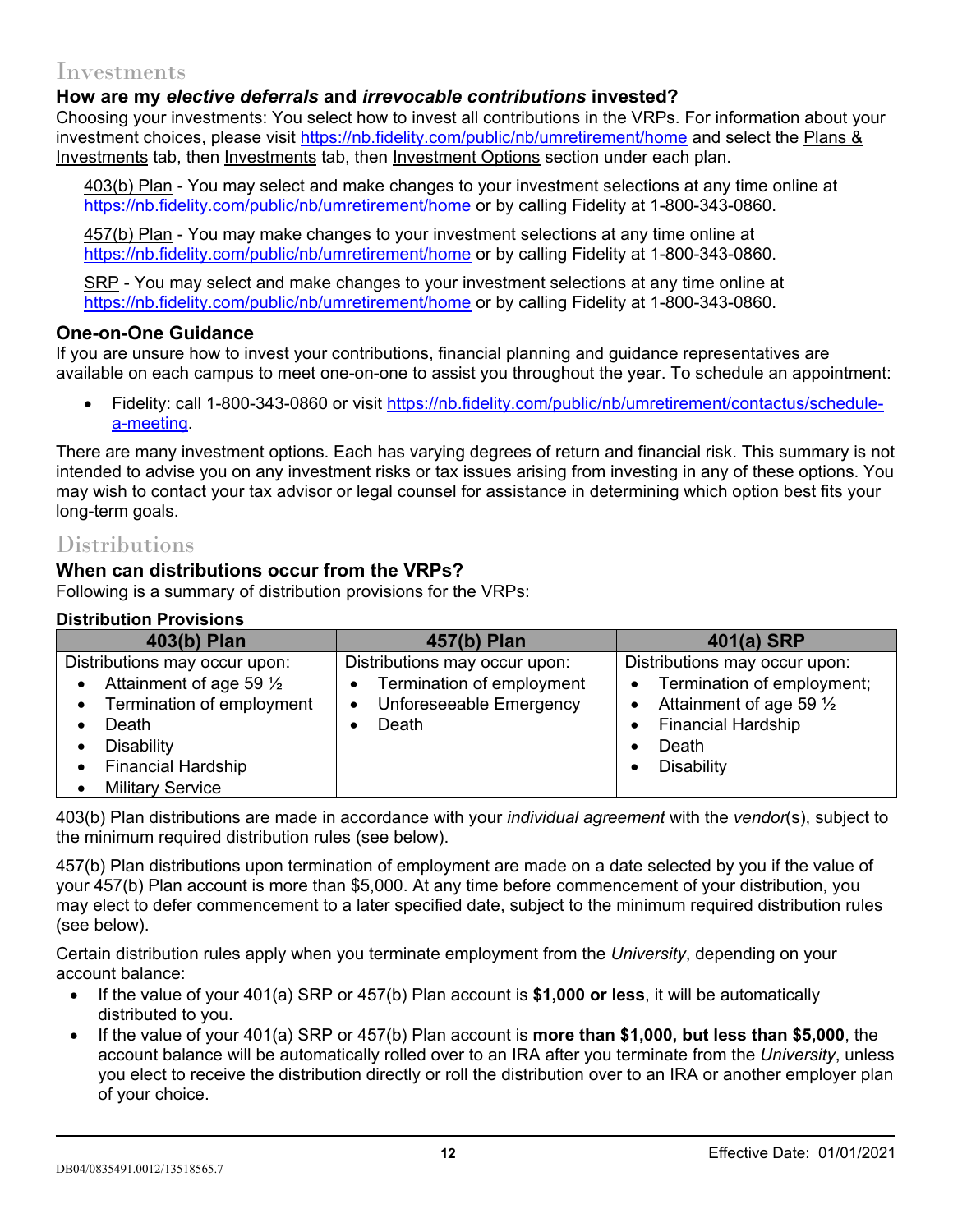# Investments

### How are my *elective deferrals* and *irrevocable contributions* invested?

Choosing your investments: You select how to invest all contributions in the VRPs. For information about your investment choices, please visit https://nb.fidelity.com/public/nb/umretirement/home and select the Plans & Investments tab, then Investments tab, then Investment Options section under each plan.

403(b) Plan - You may select and make changes to your investment selections at any time online at https://nb.fidelity.com/public/nb/umretirement/home or by calling Fidelity at 1-800-343-0860.

457(b) Plan - You may make changes to your investment selections at any time online at https://nb.fidelity.com/public/nb/umretirement/home or by calling Fidelity at 1-800-343-0860.

SRP - You may select and make changes to your investment selections at any time online at https://nb.fidelity.com/public/nb/umretirement/home or by calling Fidelity at 1-800-343-0860.

### One-on-One Guidance

If you are unsure how to invest your contributions, financial planning and guidance representatives are available on each campus to meet one-on-one to assist you throughout the year. To schedule an appointment:

- Fidelity: call 1-800-343-0860 or visit https://nb.fidelity.com/public/nb/umretirement/contactus/schedule-a-meeting.

There are many investment options. Each has varying degrees of return and financial risk. This summary is not intended to advise you on any investment risks or tax issues arising from investing in any of these options. You may wish to contact your tax advisor or legal counsel for assistance in determining which option best fits your long-term goals.

# Distributions

### When can distributions occur from the VRPs?

Following is a summary of distribution provisions for the VRPs:

**Distribution Provisions**

| 403(b) Plan | 457(b) Plan | 401(a) SRP |
|---|---|---|
| Distributions may occur upon:<br>• Attainment of age 59 ½<br>• Termination of employment<br>• Death<br>• Disability<br>• Financial Hardship<br>• Military Service | Distributions may occur upon:<br>• Termination of employment<br>• Unforeseeable Emergency<br>• Death | Distributions may occur upon:<br>• Termination of employment;<br>• Attainment of age 59 ½<br>• Financial Hardship<br>• Death<br>• Disability |

403(b) Plan distributions are made in accordance with your *individual agreement* with the *vendor*(s), subject to the minimum required distribution rules (see below).

457(b) Plan distributions upon termination of employment are made on a date selected by you if the value of your 457(b) Plan account is more than $5,000. At any time before commencement of your distribution, you may elect to defer commencement to a later specified date, subject to the minimum required distribution rules (see below).

Certain distribution rules apply when you terminate employment from the *University*, depending on your account balance:

- If the value of your 401(a) SRP or 457(b) Plan account is **$1,000 or less**, it will be automatically distributed to you.
- If the value of your 401(a) SRP or 457(b) Plan account is **more than $1,000, but less than $5,000**, the account balance will be automatically rolled over to an IRA after you terminate from the *University*, unless you elect to receive the distribution directly or roll the distribution over to an IRA or another employer plan of your choice.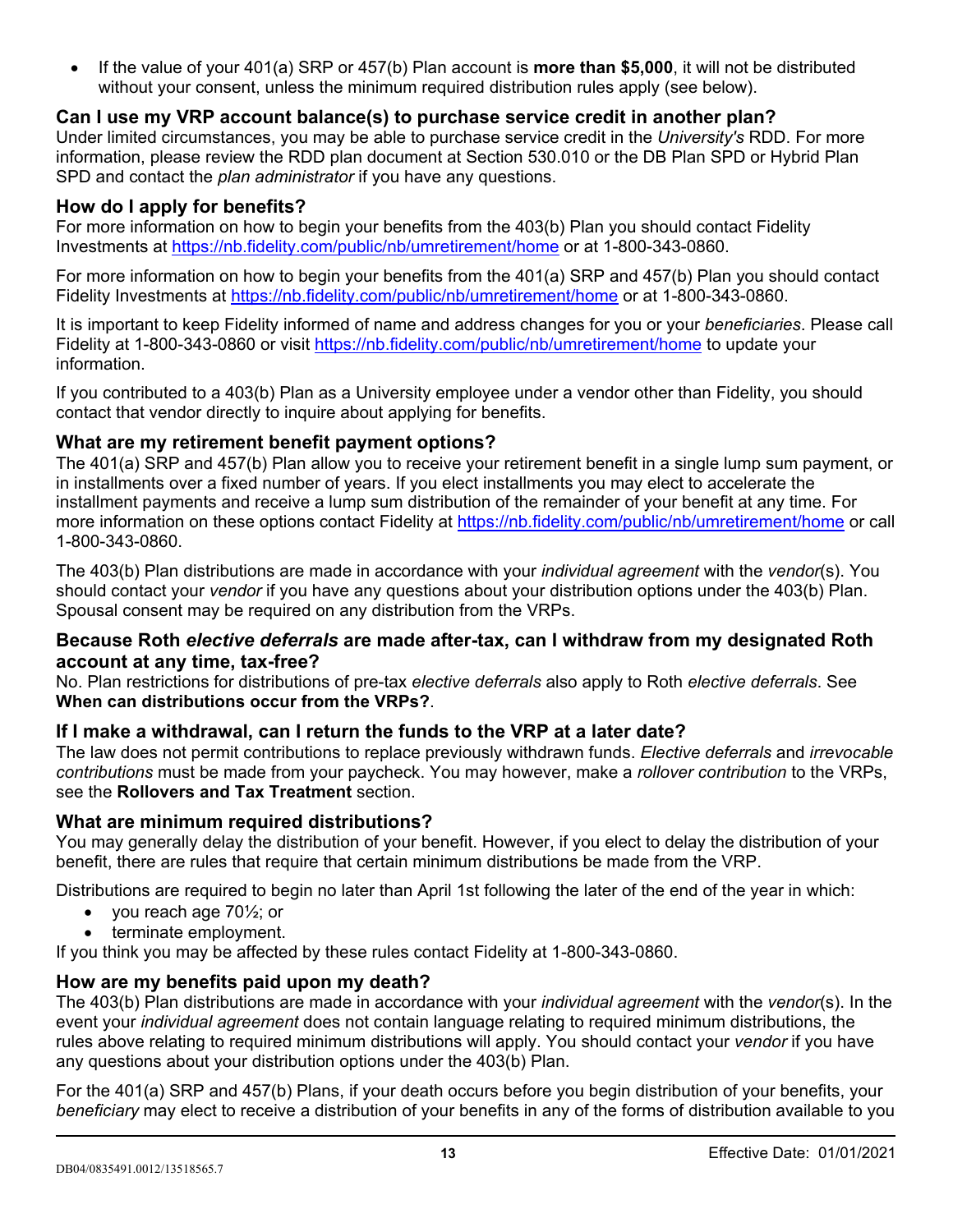- If the value of your 401(a) SRP or 457(b) Plan account is **more than $5,000**, it will not be distributed without your consent, unless the minimum required distribution rules apply (see below).

### Can I use my VRP account balance(s) to purchase service credit in another plan?

Under limited circumstances, you may be able to purchase service credit in the *University's* RDD. For more information, please review the RDD plan document at Section 530.010 or the DB Plan SPD or Hybrid Plan SPD and contact the *plan administrator* if you have any questions.

### How do I apply for benefits?

For more information on how to begin your benefits from the 403(b) Plan you should contact Fidelity Investments at https://nb.fidelity.com/public/nb/umretirement/home or at 1-800-343-0860.

For more information on how to begin your benefits from the 401(a) SRP and 457(b) Plan you should contact Fidelity Investments at https://nb.fidelity.com/public/nb/umretirement/home or at 1-800-343-0860.

It is important to keep Fidelity informed of name and address changes for you or your *beneficiaries*. Please call Fidelity at 1-800-343-0860 or visit https://nb.fidelity.com/public/nb/umretirement/home to update your information.

If you contributed to a 403(b) Plan as a University employee under a vendor other than Fidelity, you should contact that vendor directly to inquire about applying for benefits.

### What are my retirement benefit payment options?

The 401(a) SRP and 457(b) Plan allow you to receive your retirement benefit in a single lump sum payment, or in installments over a fixed number of years. If you elect installments you may elect to accelerate the installment payments and receive a lump sum distribution of the remainder of your benefit at any time. For more information on these options contact Fidelity at https://nb.fidelity.com/public/nb/umretirement/home or call 1-800-343-0860.

The 403(b) Plan distributions are made in accordance with your *individual agreement* with the *vendor*(s). You should contact your *vendor* if you have any questions about your distribution options under the 403(b) Plan. Spousal consent may be required on any distribution from the VRPs.

### Because Roth *elective deferrals* are made after-tax, can I withdraw from my designated Roth account at any time, tax-free?

No. Plan restrictions for distributions of pre-tax *elective deferrals* also apply to Roth *elective deferrals*. See **When can distributions occur from the VRPs?**.

### If I make a withdrawal, can I return the funds to the VRP at a later date?

The law does not permit contributions to replace previously withdrawn funds. *Elective deferrals* and *irrevocable contributions* must be made from your paycheck. You may however, make a *rollover contribution* to the VRPs, see the **Rollovers and Tax Treatment** section.

### What are minimum required distributions?

You may generally delay the distribution of your benefit. However, if you elect to delay the distribution of your benefit, there are rules that require that certain minimum distributions be made from the VRP.

Distributions are required to begin no later than April 1st following the later of the end of the year in which:

- you reach age 70½; or
- terminate employment.

If you think you may be affected by these rules contact Fidelity at 1-800-343-0860.

### How are my benefits paid upon my death?

The 403(b) Plan distributions are made in accordance with your *individual agreement* with the *vendor*(s). In the event your *individual agreement* does not contain language relating to required minimum distributions, the rules above relating to required minimum distributions will apply. You should contact your *vendor* if you have any questions about your distribution options under the 403(b) Plan.

For the 401(a) SRP and 457(b) Plans, if your death occurs before you begin distribution of your benefits, your *beneficiary* may elect to receive a distribution of your benefits in any of the forms of distribution available to you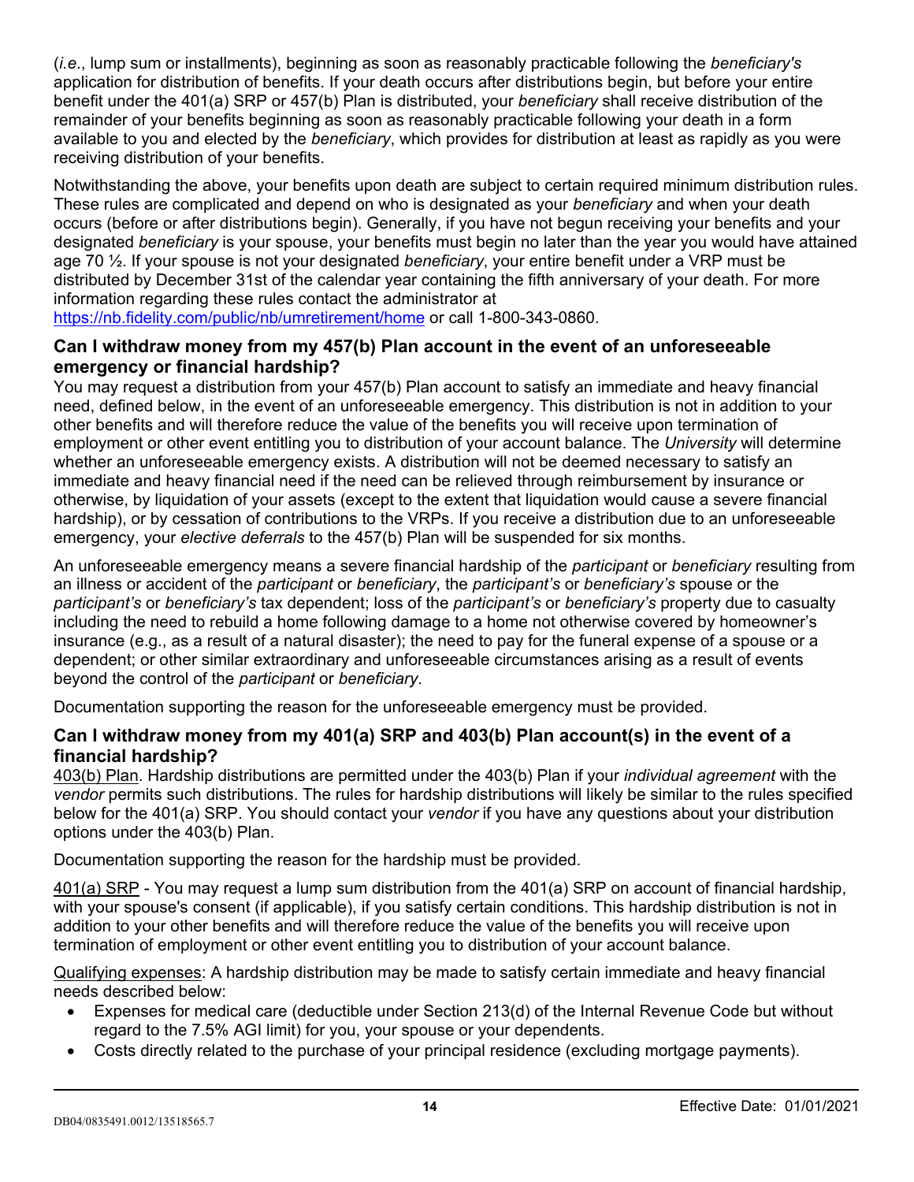(*i.e*., lump sum or installments), beginning as soon as reasonably practicable following the *beneficiary's* application for distribution of benefits. If your death occurs after distributions begin, but before your entire benefit under the 401(a) SRP or 457(b) Plan is distributed, your *beneficiary* shall receive distribution of the remainder of your benefits beginning as soon as reasonably practicable following your death in a form available to you and elected by the *beneficiary*, which provides for distribution at least as rapidly as you were receiving distribution of your benefits.

Notwithstanding the above, your benefits upon death are subject to certain required minimum distribution rules. These rules are complicated and depend on who is designated as your *beneficiary* and when your death occurs (before or after distributions begin). Generally, if you have not begun receiving your benefits and your designated *beneficiary* is your spouse, your benefits must begin no later than the year you would have attained age 70 ½. If your spouse is not your designated *beneficiary*, your entire benefit under a VRP must be distributed by December 31st of the calendar year containing the fifth anniversary of your death. For more information regarding these rules contact the administrator at https://nb.fidelity.com/public/nb/umretirement/home or call 1-800-343-0860.

### Can I withdraw money from my 457(b) Plan account in the event of an unforeseeable emergency or financial hardship?

You may request a distribution from your 457(b) Plan account to satisfy an immediate and heavy financial need, defined below, in the event of an unforeseeable emergency. This distribution is not in addition to your other benefits and will therefore reduce the value of the benefits you will receive upon termination of employment or other event entitling you to distribution of your account balance. The *University* will determine whether an unforeseeable emergency exists. A distribution will not be deemed necessary to satisfy an immediate and heavy financial need if the need can be relieved through reimbursement by insurance or otherwise, by liquidation of your assets (except to the extent that liquidation would cause a severe financial hardship), or by cessation of contributions to the VRPs. If you receive a distribution due to an unforeseeable emergency, your *elective deferrals* to the 457(b) Plan will be suspended for six months.

An unforeseeable emergency means a severe financial hardship of the *participant* or *beneficiary* resulting from an illness or accident of the *participant* or *beneficiary*, the *participant's* or *beneficiary's* spouse or the *participant's* or *beneficiary's* tax dependent; loss of the *participant's* or *beneficiary's* property due to casualty including the need to rebuild a home following damage to a home not otherwise covered by homeowner's insurance (e.g., as a result of a natural disaster); the need to pay for the funeral expense of a spouse or a dependent; or other similar extraordinary and unforeseeable circumstances arising as a result of events beyond the control of the *participant* or *beneficiary*.

Documentation supporting the reason for the unforeseeable emergency must be provided.

### Can I withdraw money from my 401(a) SRP and 403(b) Plan account(s) in the event of a financial hardship?

403(b) Plan. Hardship distributions are permitted under the 403(b) Plan if your *individual agreement* with the *vendor* permits such distributions. The rules for hardship distributions will likely be similar to the rules specified below for the 401(a) SRP. You should contact your *vendor* if you have any questions about your distribution options under the 403(b) Plan.

Documentation supporting the reason for the hardship must be provided.

401(a) SRP - You may request a lump sum distribution from the 401(a) SRP on account of financial hardship, with your spouse's consent (if applicable), if you satisfy certain conditions. This hardship distribution is not in addition to your other benefits and will therefore reduce the value of the benefits you will receive upon termination of employment or other event entitling you to distribution of your account balance.

Qualifying expenses: A hardship distribution may be made to satisfy certain immediate and heavy financial needs described below:

- Expenses for medical care (deductible under Section 213(d) of the Internal Revenue Code but without regard to the 7.5% AGI limit) for you, your spouse or your dependents.
- Costs directly related to the purchase of your principal residence (excluding mortgage payments).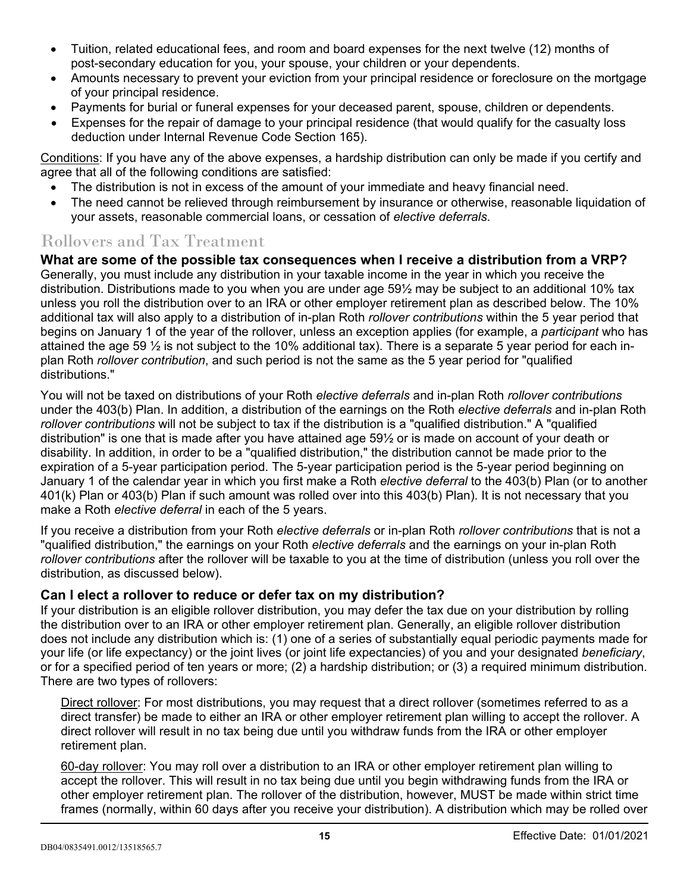- Tuition, related educational fees, and room and board expenses for the next twelve (12) months of post-secondary education for you, your spouse, your children or your dependents.
- Amounts necessary to prevent your eviction from your principal residence or foreclosure on the mortgage of your principal residence.
- Payments for burial or funeral expenses for your deceased parent, spouse, children or dependents.
- Expenses for the repair of damage to your principal residence (that would qualify for the casualty loss deduction under Internal Revenue Code Section 165).

Conditions: If you have any of the above expenses, a hardship distribution can only be made if you certify and agree that all of the following conditions are satisfied:

- The distribution is not in excess of the amount of your immediate and heavy financial need.
- The need cannot be relieved through reimbursement by insurance or otherwise, reasonable liquidation of your assets, reasonable commercial loans, or cessation of *elective deferrals*.

## Rollovers and Tax Treatment

**What are some of the possible tax consequences when I receive a distribution from a VRP?**

Generally, you must include any distribution in your taxable income in the year in which you receive the distribution. Distributions made to you when you are under age 59½ may be subject to an additional 10% tax unless you roll the distribution over to an IRA or other employer retirement plan as described below. The 10% additional tax will also apply to a distribution of in-plan Roth *rollover contributions* within the 5 year period that begins on January 1 of the year of the rollover, unless an exception applies (for example, a *participant* who has attained the age 59 ½ is not subject to the 10% additional tax). There is a separate 5 year period for each in-plan Roth *rollover contribution*, and such period is not the same as the 5 year period for "qualified distributions."

You will not be taxed on distributions of your Roth *elective deferrals* and in-plan Roth *rollover contributions* under the 403(b) Plan. In addition, a distribution of the earnings on the Roth *elective deferrals* and in-plan Roth *rollover contributions* will not be subject to tax if the distribution is a "qualified distribution." A "qualified distribution" is one that is made after you have attained age 59½ or is made on account of your death or disability. In addition, in order to be a "qualified distribution," the distribution cannot be made prior to the expiration of a 5-year participation period. The 5-year participation period is the 5-year period beginning on January 1 of the calendar year in which you first make a Roth *elective deferral* to the 403(b) Plan (or to another 401(k) Plan or 403(b) Plan if such amount was rolled over into this 403(b) Plan). It is not necessary that you make a Roth *elective deferral* in each of the 5 years.

If you receive a distribution from your Roth *elective deferrals* or in-plan Roth *rollover contributions* that is not a "qualified distribution," the earnings on your Roth *elective deferrals* and the earnings on your in-plan Roth *rollover contributions* after the rollover will be taxable to you at the time of distribution (unless you roll over the distribution, as discussed below).

**Can I elect a rollover to reduce or defer tax on my distribution?**

If your distribution is an eligible rollover distribution, you may defer the tax due on your distribution by rolling the distribution over to an IRA or other employer retirement plan. Generally, an eligible rollover distribution does not include any distribution which is: (1) one of a series of substantially equal periodic payments made for your life (or life expectancy) or the joint lives (or joint life expectancies) of you and your designated *beneficiary*, or for a specified period of ten years or more; (2) a hardship distribution; or (3) a required minimum distribution. There are two types of rollovers:

Direct rollover: For most distributions, you may request that a direct rollover (sometimes referred to as a direct transfer) be made to either an IRA or other employer retirement plan willing to accept the rollover. A direct rollover will result in no tax being due until you withdraw funds from the IRA or other employer retirement plan.

60-day rollover: You may roll over a distribution to an IRA or other employer retirement plan willing to accept the rollover. This will result in no tax being due until you begin withdrawing funds from the IRA or other employer retirement plan. The rollover of the distribution, however, MUST be made within strict time frames (normally, within 60 days after you receive your distribution). A distribution which may be rolled over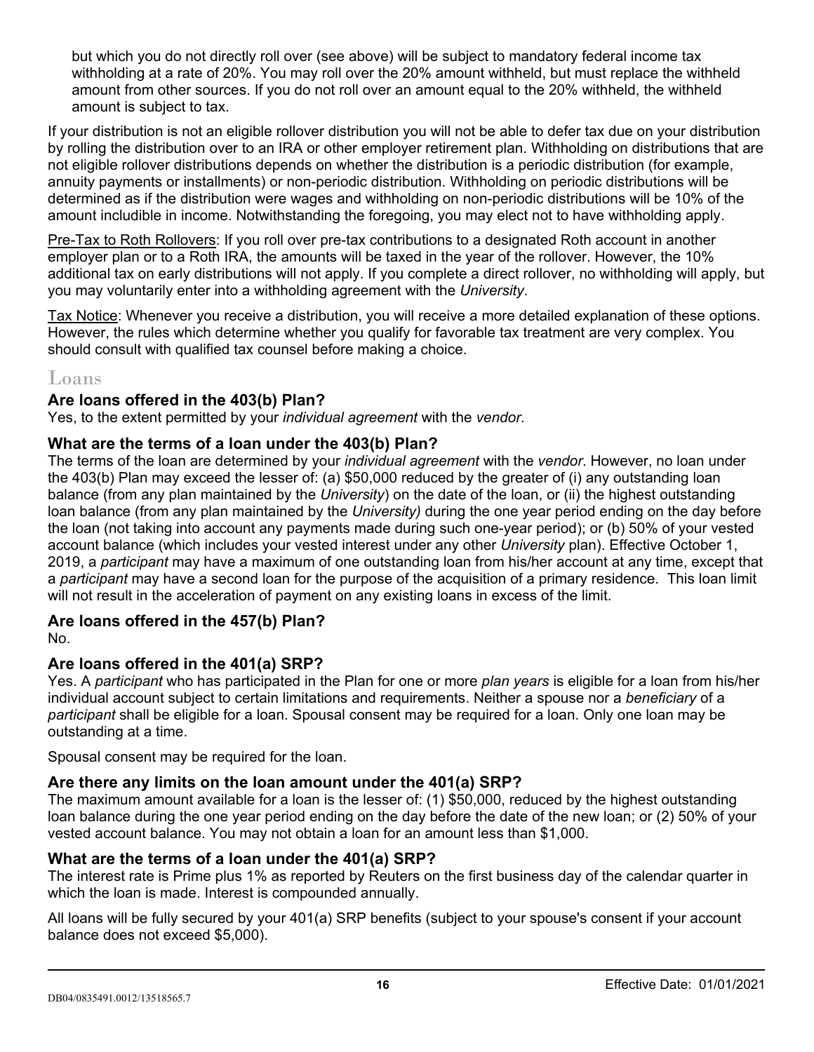but which you do not directly roll over (see above) will be subject to mandatory federal income tax withholding at a rate of 20%. You may roll over the 20% amount withheld, but must replace the withheld amount from other sources. If you do not roll over an amount equal to the 20% withheld, the withheld amount is subject to tax.

If your distribution is not an eligible rollover distribution you will not be able to defer tax due on your distribution by rolling the distribution over to an IRA or other employer retirement plan. Withholding on distributions that are not eligible rollover distributions depends on whether the distribution is a periodic distribution (for example, annuity payments or installments) or non-periodic distribution. Withholding on periodic distributions will be determined as if the distribution were wages and withholding on non-periodic distributions will be 10% of the amount includible in income. Notwithstanding the foregoing, you may elect not to have withholding apply.

Pre-Tax to Roth Rollovers: If you roll over pre-tax contributions to a designated Roth account in another employer plan or to a Roth IRA, the amounts will be taxed in the year of the rollover. However, the 10% additional tax on early distributions will not apply. If you complete a direct rollover, no withholding will apply, but you may voluntarily enter into a withholding agreement with the *University*.

Tax Notice: Whenever you receive a distribution, you will receive a more detailed explanation of these options. However, the rules which determine whether you qualify for favorable tax treatment are very complex. You should consult with qualified tax counsel before making a choice.

## Loans

### Are loans offered in the 403(b) Plan?

Yes, to the extent permitted by your *individual agreement* with the *vendor*.

### What are the terms of a loan under the 403(b) Plan?

The terms of the loan are determined by your *individual agreement* with the *vendor*. However, no loan under the 403(b) Plan may exceed the lesser of: (a) $50,000 reduced by the greater of (i) any outstanding loan balance (from any plan maintained by the *University*) on the date of the loan, or (ii) the highest outstanding loan balance (from any plan maintained by the *University)* during the one year period ending on the day before the loan (not taking into account any payments made during such one-year period); or (b) 50% of your vested account balance (which includes your vested interest under any other *University* plan). Effective October 1, 2019, a *participant* may have a maximum of one outstanding loan from his/her account at any time, except that a *participant* may have a second loan for the purpose of the acquisition of a primary residence. This loan limit will not result in the acceleration of payment on any existing loans in excess of the limit.

### Are loans offered in the 457(b) Plan?

No.

### Are loans offered in the 401(a) SRP?

Yes. A *participant* who has participated in the Plan for one or more *plan years* is eligible for a loan from his/her individual account subject to certain limitations and requirements. Neither a spouse nor a *beneficiary* of a *participant* shall be eligible for a loan. Spousal consent may be required for a loan. Only one loan may be outstanding at a time.

Spousal consent may be required for the loan.

### Are there any limits on the loan amount under the 401(a) SRP?

The maximum amount available for a loan is the lesser of: (1) $50,000, reduced by the highest outstanding loan balance during the one year period ending on the day before the date of the new loan; or (2) 50% of your vested account balance. You may not obtain a loan for an amount less than $1,000.

### What are the terms of a loan under the 401(a) SRP?

The interest rate is Prime plus 1% as reported by Reuters on the first business day of the calendar quarter in which the loan is made. Interest is compounded annually.

All loans will be fully secured by your 401(a) SRP benefits (subject to your spouse's consent if your account balance does not exceed $5,000).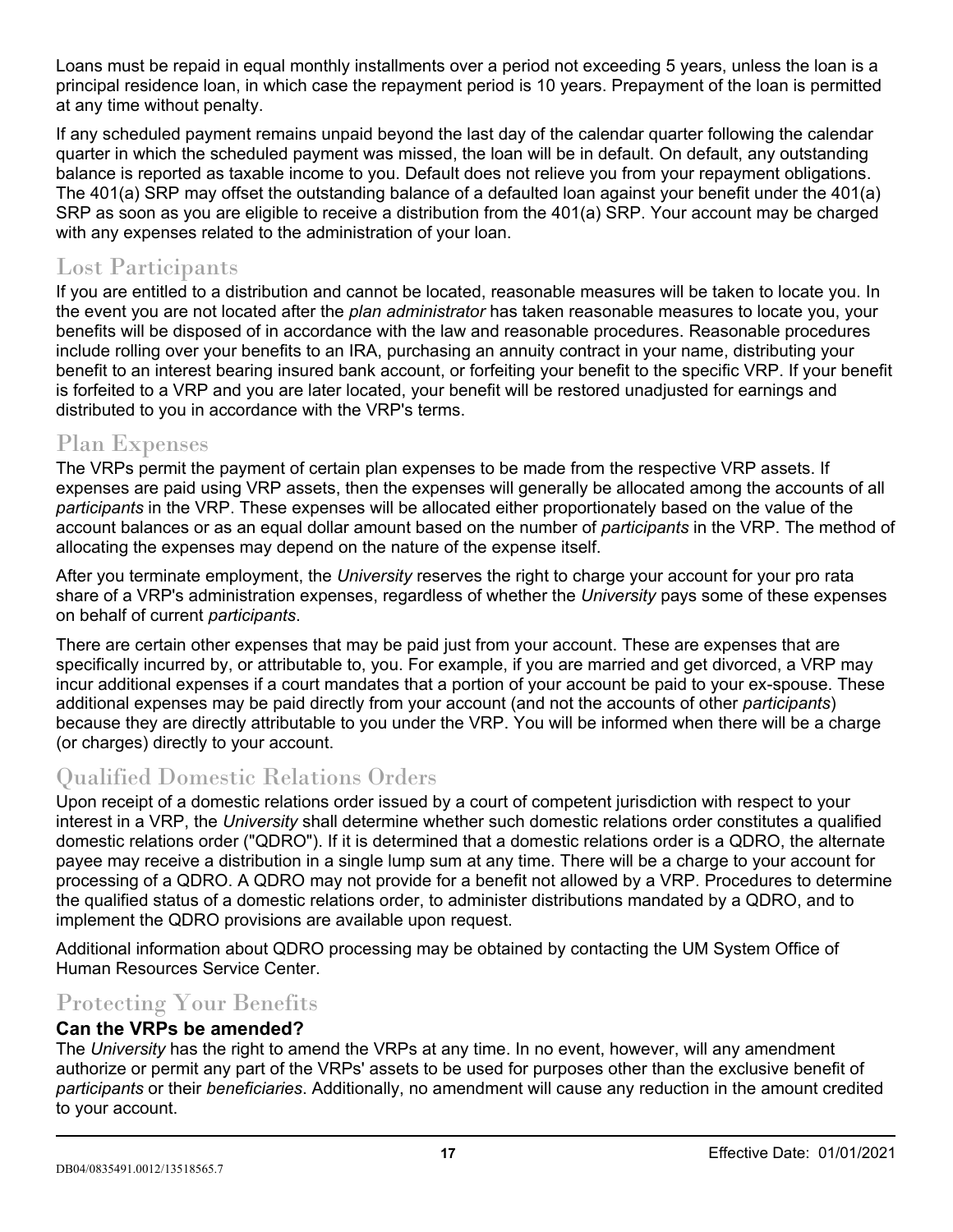Loans must be repaid in equal monthly installments over a period not exceeding 5 years, unless the loan is a principal residence loan, in which case the repayment period is 10 years. Prepayment of the loan is permitted at any time without penalty.

If any scheduled payment remains unpaid beyond the last day of the calendar quarter following the calendar quarter in which the scheduled payment was missed, the loan will be in default. On default, any outstanding balance is reported as taxable income to you. Default does not relieve you from your repayment obligations. The 401(a) SRP may offset the outstanding balance of a defaulted loan against your benefit under the 401(a) SRP as soon as you are eligible to receive a distribution from the 401(a) SRP. Your account may be charged with any expenses related to the administration of your loan.

## Lost Participants

If you are entitled to a distribution and cannot be located, reasonable measures will be taken to locate you. In the event you are not located after the *plan administrator* has taken reasonable measures to locate you, your benefits will be disposed of in accordance with the law and reasonable procedures. Reasonable procedures include rolling over your benefits to an IRA, purchasing an annuity contract in your name, distributing your benefit to an interest bearing insured bank account, or forfeiting your benefit to the specific VRP. If your benefit is forfeited to a VRP and you are later located, your benefit will be restored unadjusted for earnings and distributed to you in accordance with the VRP's terms.

## Plan Expenses

The VRPs permit the payment of certain plan expenses to be made from the respective VRP assets. If expenses are paid using VRP assets, then the expenses will generally be allocated among the accounts of all *participants* in the VRP. These expenses will be allocated either proportionately based on the value of the account balances or as an equal dollar amount based on the number of *participants* in the VRP. The method of allocating the expenses may depend on the nature of the expense itself.

After you terminate employment, the *University* reserves the right to charge your account for your pro rata share of a VRP's administration expenses, regardless of whether the *University* pays some of these expenses on behalf of current *participants*.

There are certain other expenses that may be paid just from your account. These are expenses that are specifically incurred by, or attributable to, you. For example, if you are married and get divorced, a VRP may incur additional expenses if a court mandates that a portion of your account be paid to your ex-spouse. These additional expenses may be paid directly from your account (and not the accounts of other *participants*) because they are directly attributable to you under the VRP. You will be informed when there will be a charge (or charges) directly to your account.

## Qualified Domestic Relations Orders

Upon receipt of a domestic relations order issued by a court of competent jurisdiction with respect to your interest in a VRP, the *University* shall determine whether such domestic relations order constitutes a qualified domestic relations order ("QDRO"). If it is determined that a domestic relations order is a QDRO, the alternate payee may receive a distribution in a single lump sum at any time. There will be a charge to your account for processing of a QDRO. A QDRO may not provide for a benefit not allowed by a VRP. Procedures to determine the qualified status of a domestic relations order, to administer distributions mandated by a QDRO, and to implement the QDRO provisions are available upon request.

Additional information about QDRO processing may be obtained by contacting the UM System Office of Human Resources Service Center.

## Protecting Your Benefits

### Can the VRPs be amended?

The *University* has the right to amend the VRPs at any time. In no event, however, will any amendment authorize or permit any part of the VRPs' assets to be used for purposes other than the exclusive benefit of *participants* or their *beneficiaries*. Additionally, no amendment will cause any reduction in the amount credited to your account.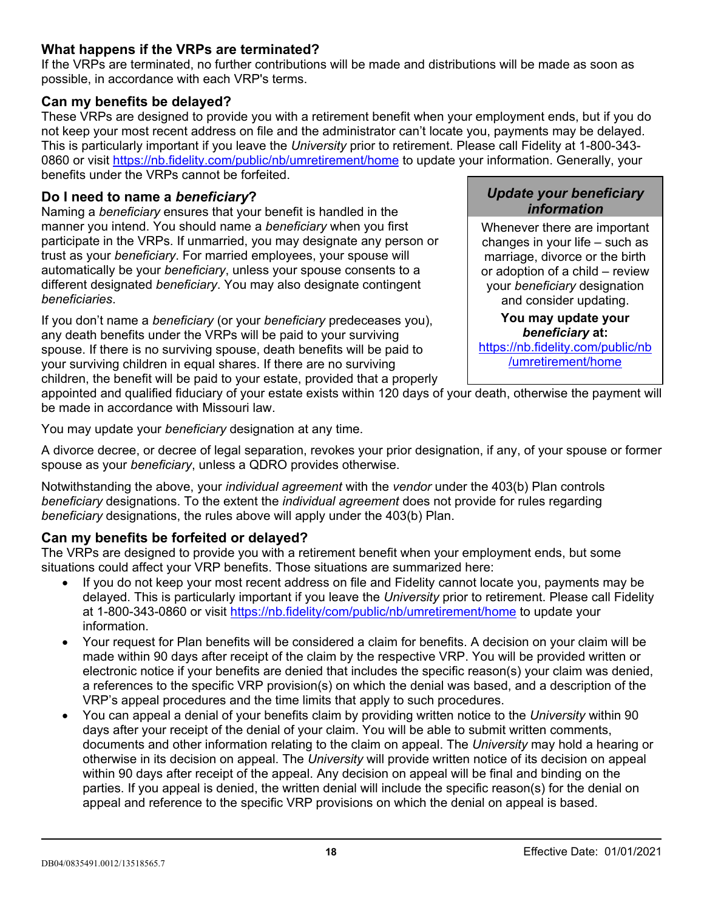### What happens if the VRPs are terminated?

If the VRPs are terminated, no further contributions will be made and distributions will be made as soon as possible, in accordance with each VRP's terms.

### Can my benefits be delayed?

These VRPs are designed to provide you with a retirement benefit when your employment ends, but if you do not keep your most recent address on file and the administrator can't locate you, payments may be delayed. This is particularly important if you leave the *University* prior to retirement. Please call Fidelity at 1-800-343-0860 or visit https://nb.fidelity.com/public/nb/umretirement/home to update your information. Generally, your benefits under the VRPs cannot be forfeited.

### Do I need to name a *beneficiary*?

Naming a *beneficiary* ensures that your benefit is handled in the manner you intend. You should name a *beneficiary* when you first participate in the VRPs. If unmarried, you may designate any person or trust as your *beneficiary*. For married employees, your spouse will automatically be your *beneficiary*, unless your spouse consents to a different designated *beneficiary*. You may also designate contingent *beneficiaries*.

> ***Update your beneficiary information***
>
> Whenever there are important changes in your life – such as marriage, divorce or the birth or adoption of a child – review your *beneficiary* designation and consider updating.
>
> **You may update your *beneficiary* at:**
> https://nb.fidelity.com/public/nb/umretirement/home

If you don't name a *beneficiary* (or your *beneficiary* predeceases you), any death benefits under the VRPs will be paid to your surviving spouse. If there is no surviving spouse, death benefits will be paid to your surviving children in equal shares. If there are no surviving children, the benefit will be paid to your estate, provided that a properly appointed and qualified fiduciary of your estate exists within 120 days of your death, otherwise the payment will be made in accordance with Missouri law.

You may update your *beneficiary* designation at any time.

A divorce decree, or decree of legal separation, revokes your prior designation, if any, of your spouse or former spouse as your *beneficiary*, unless a QDRO provides otherwise.

Notwithstanding the above, your *individual agreement* with the *vendor* under the 403(b) Plan controls *beneficiary* designations. To the extent the *individual agreement* does not provide for rules regarding *beneficiary* designations, the rules above will apply under the 403(b) Plan.

### Can my benefits be forfeited or delayed?

The VRPs are designed to provide you with a retirement benefit when your employment ends, but some situations could affect your VRP benefits. Those situations are summarized here:

- If you do not keep your most recent address on file and Fidelity cannot locate you, payments may be delayed. This is particularly important if you leave the *University* prior to retirement. Please call Fidelity at 1-800-343-0860 or visit https://nb.fidelity/com/public/nb/umretirement/home to update your information.
- Your request for Plan benefits will be considered a claim for benefits. A decision on your claim will be made within 90 days after receipt of the claim by the respective VRP. You will be provided written or electronic notice if your benefits are denied that includes the specific reason(s) your claim was denied, a references to the specific VRP provision(s) on which the denial was based, and a description of the VRP's appeal procedures and the time limits that apply to such procedures.
- You can appeal a denial of your benefits claim by providing written notice to the *University* within 90 days after your receipt of the denial of your claim. You will be able to submit written comments, documents and other information relating to the claim on appeal. The *University* may hold a hearing or otherwise in its decision on appeal. The *University* will provide written notice of its decision on appeal within 90 days after receipt of the appeal. Any decision on appeal will be final and binding on the parties. If you appeal is denied, the written denial will include the specific reason(s) for the denial on appeal and reference to the specific VRP provisions on which the denial on appeal is based.

Effective Date: 01/01/2021

DB04/0835491.0012/13518565.7